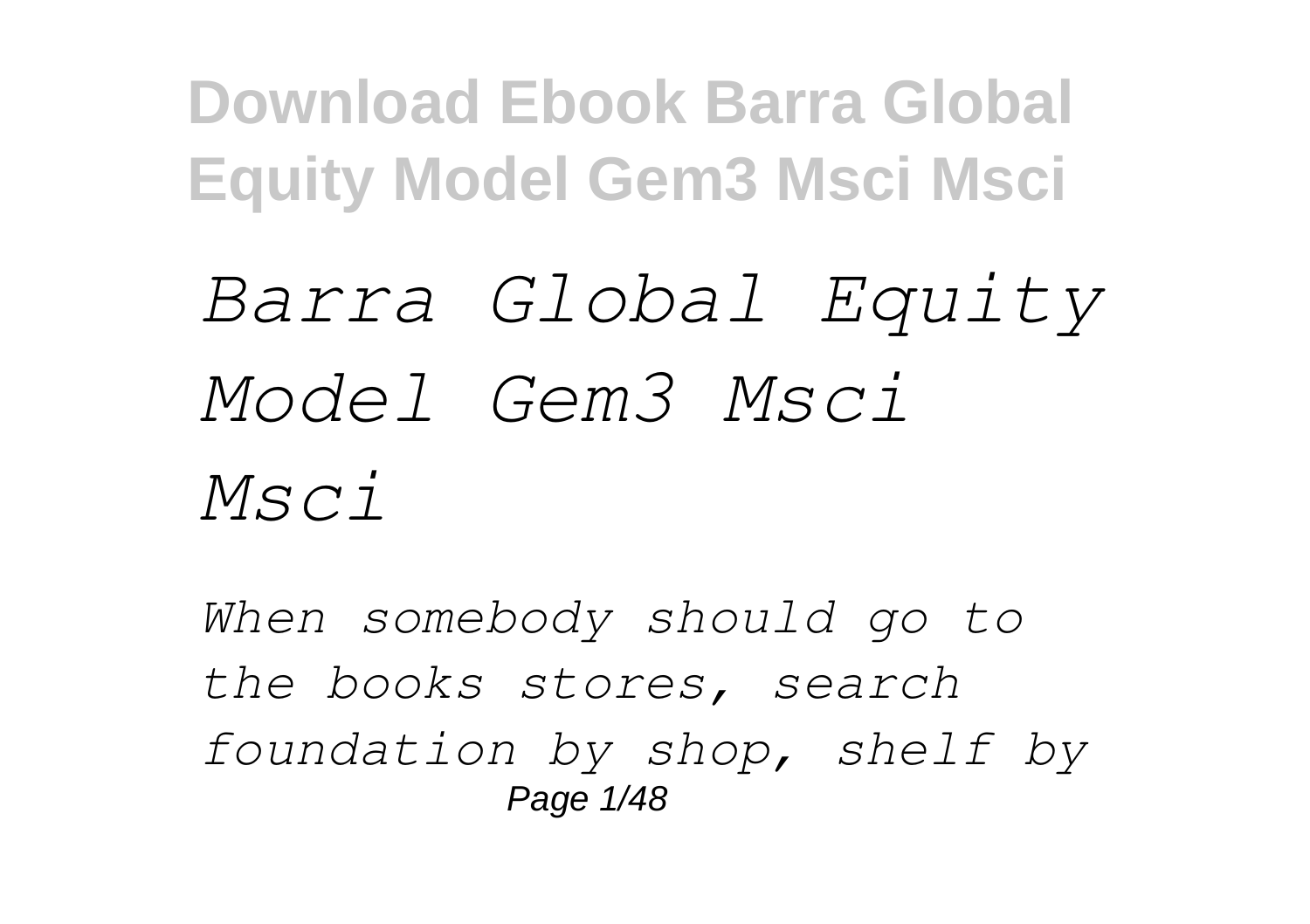# *Barra Global Equity Model Gem3 Msci Msci*

*When somebody should go to the books stores, search foundation by shop, shelf by*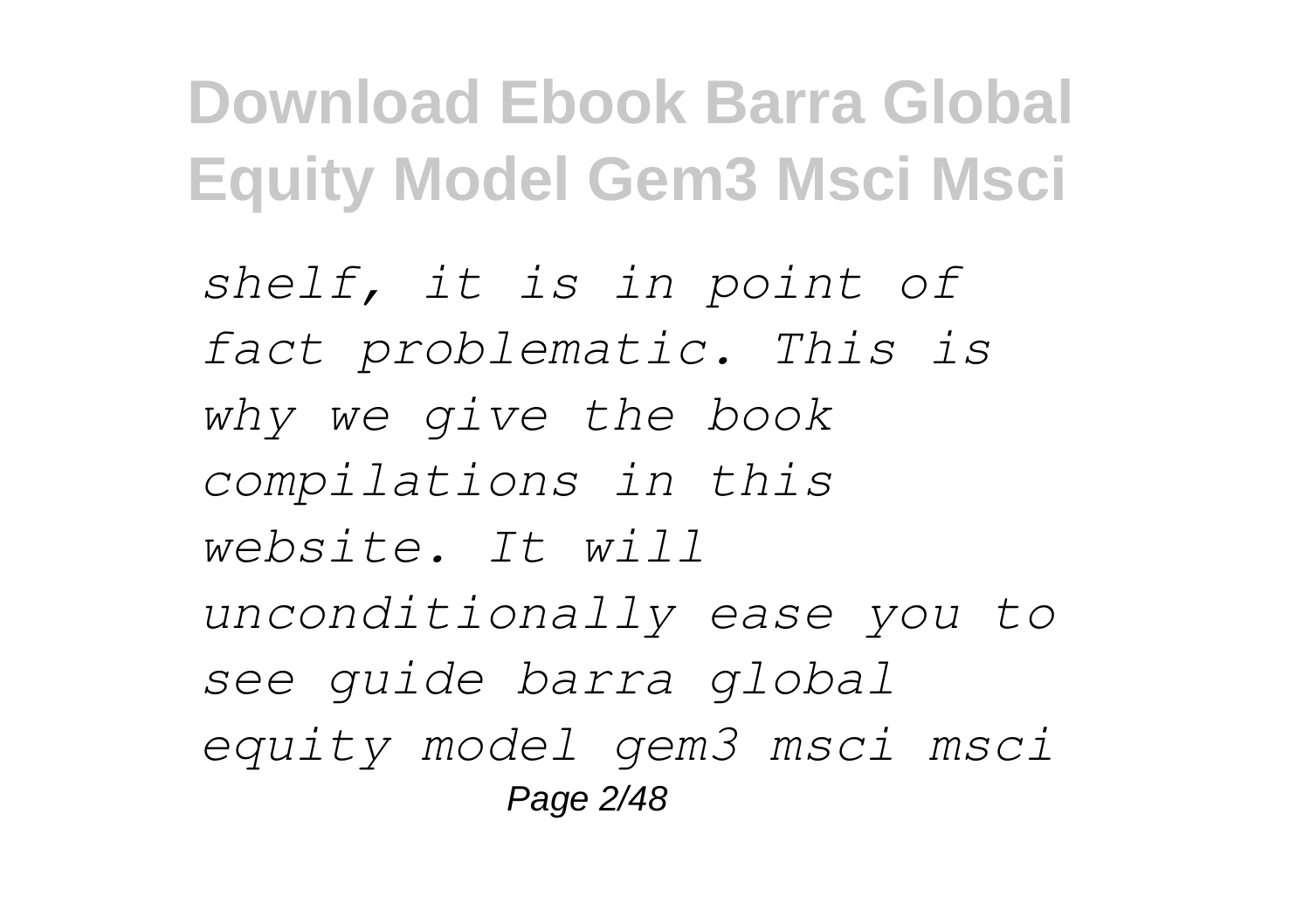*shelf, it is in point of fact problematic. This is why we give the book compilations in this website. It will unconditionally ease you to see guide barra global equity model gem3 msci msci*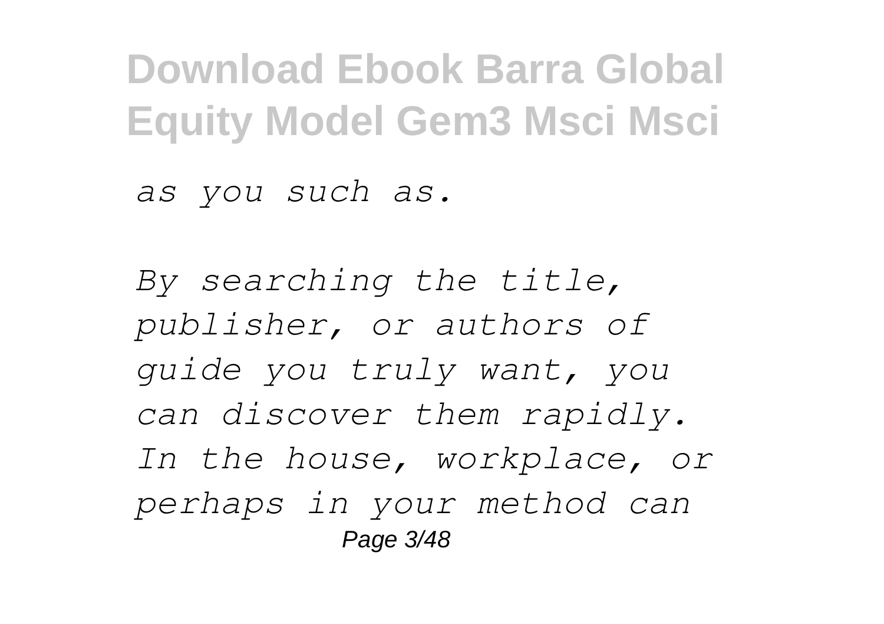*as you such as.*

*By searching the title, publisher, or authors of guide you truly want, you can discover them rapidly. In the house, workplace, or perhaps in your method can*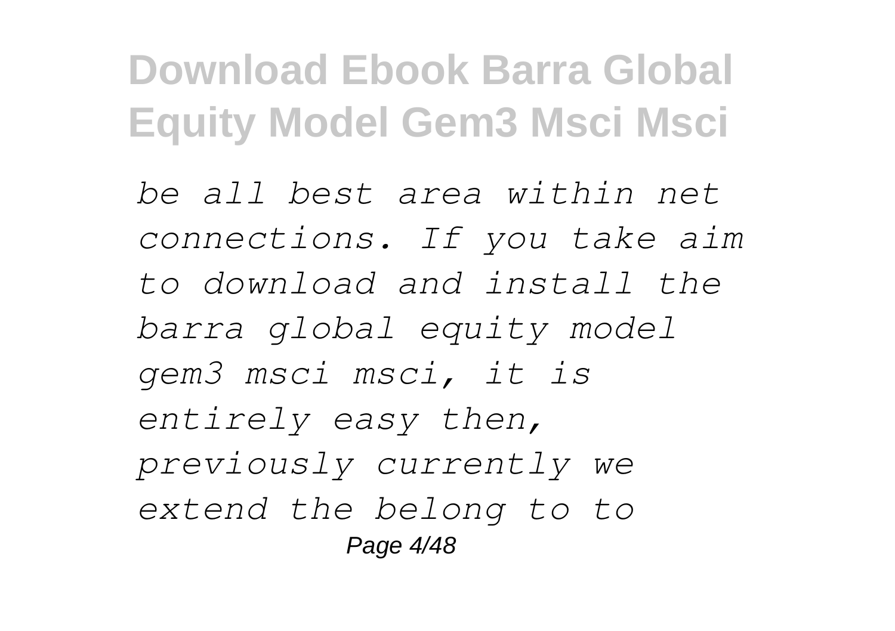*be all best area within net connections. If you take aim to download and install the barra global equity model gem3 msci msci, it is entirely easy then, previously currently we extend the belong to to*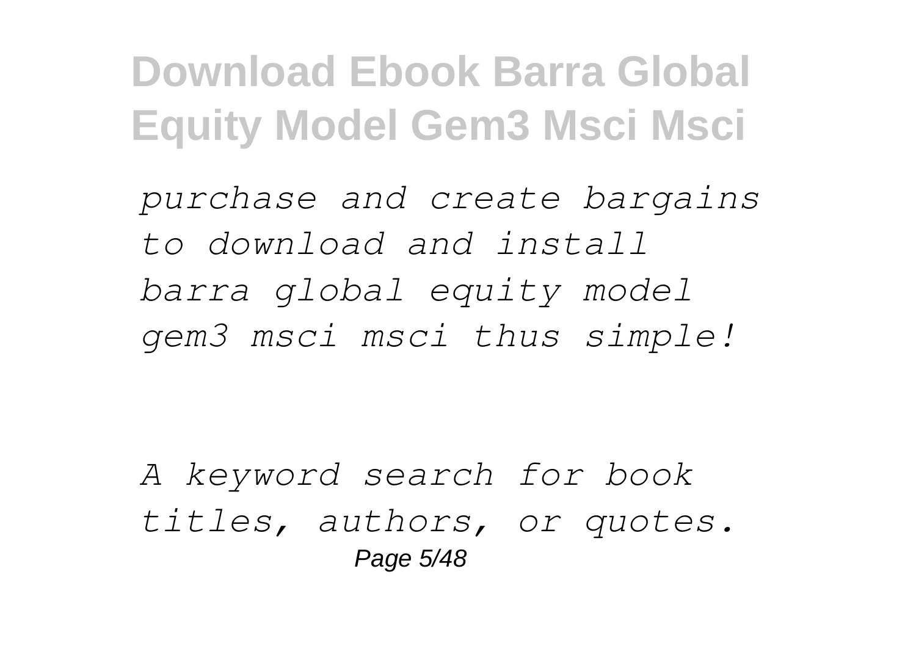*purchase and create bargains to download and install barra global equity model gem3 msci msci thus simple!*

*A keyword search for book titles, authors, or quotes.*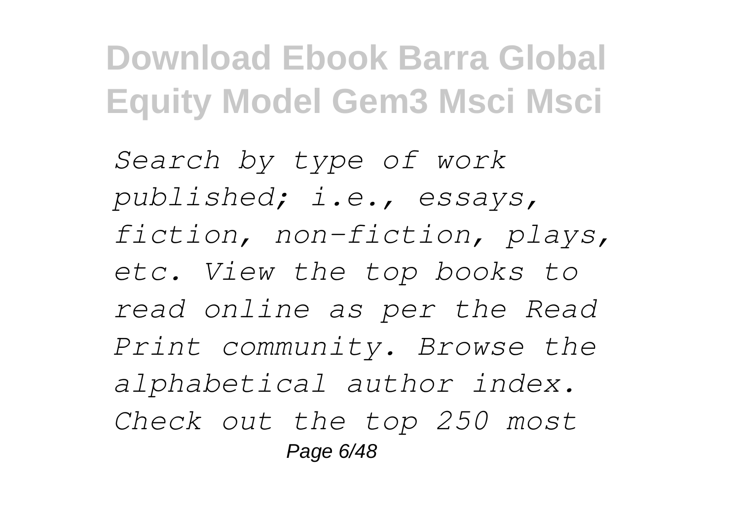*Search by type of work published; i.e., essays, fiction, non-fiction, plays, etc. View the top books to read online as per the Read Print community. Browse the alphabetical author index. Check out the top 250 most*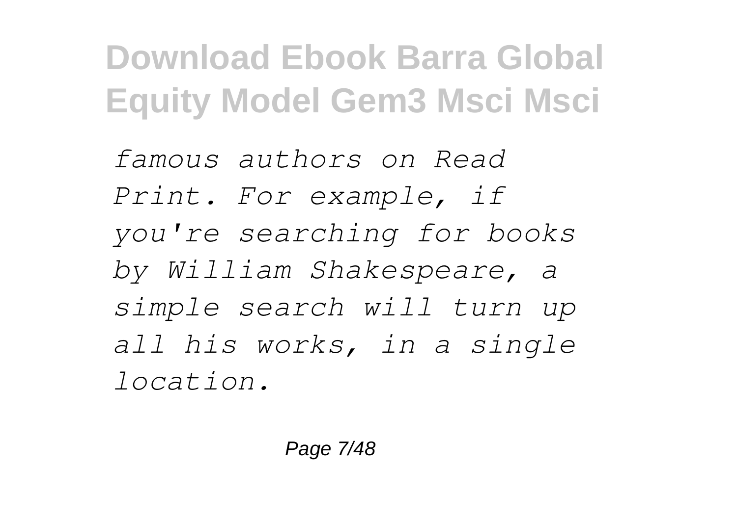*famous authors on Read Print. For example, if you're searching for books by William Shakespeare, a simple search will turn up all his works, in a single location.*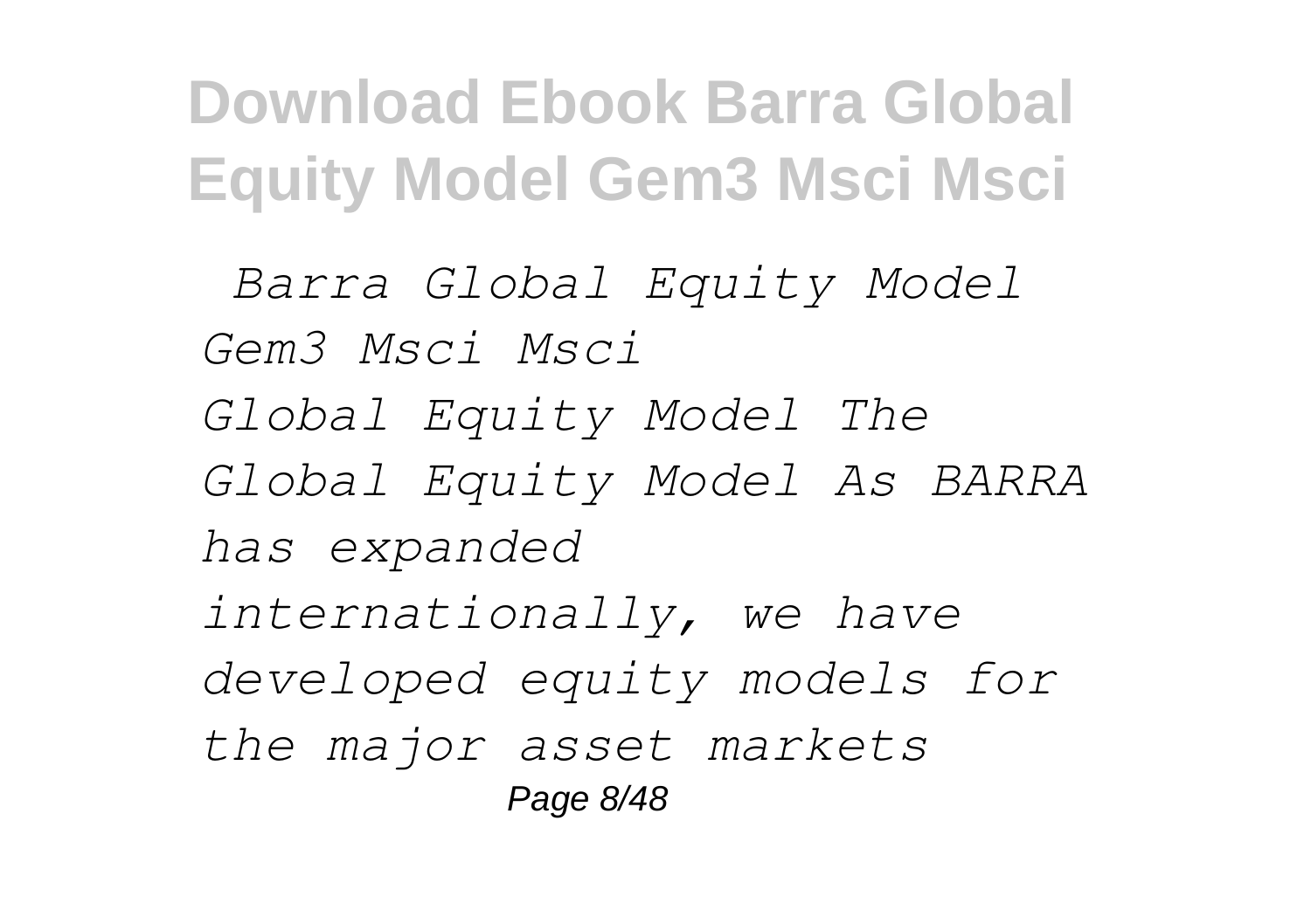*Barra Global Equity Model Gem3 Msci Msci*

*Global Equity Model The Global Equity Model As BARRA has expanded internationally, we have developed equity models for the major asset markets*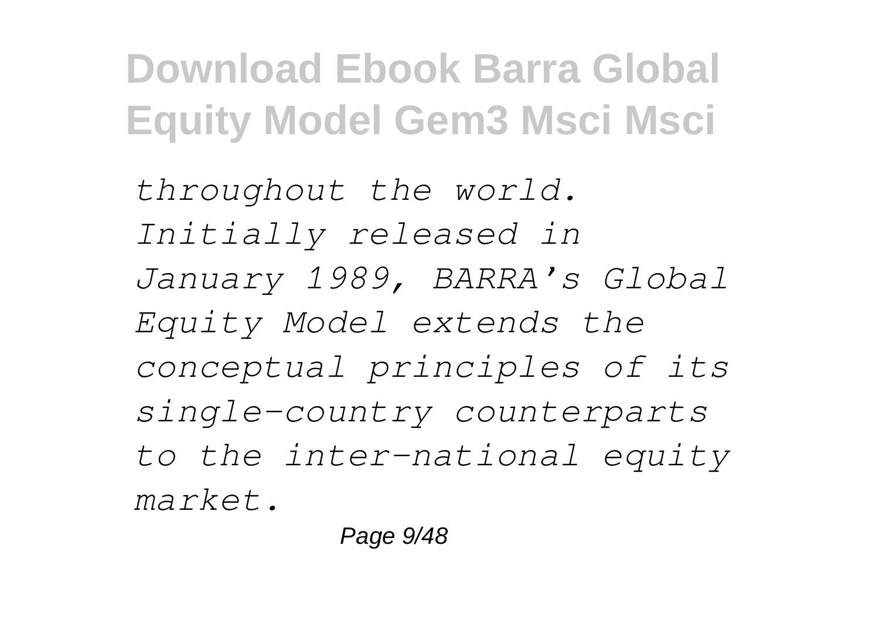*throughout the world. Initially released in January 1989, BARRA's Global Equity Model extends the conceptual principles of its single-country counterparts to the inter-national equity market.*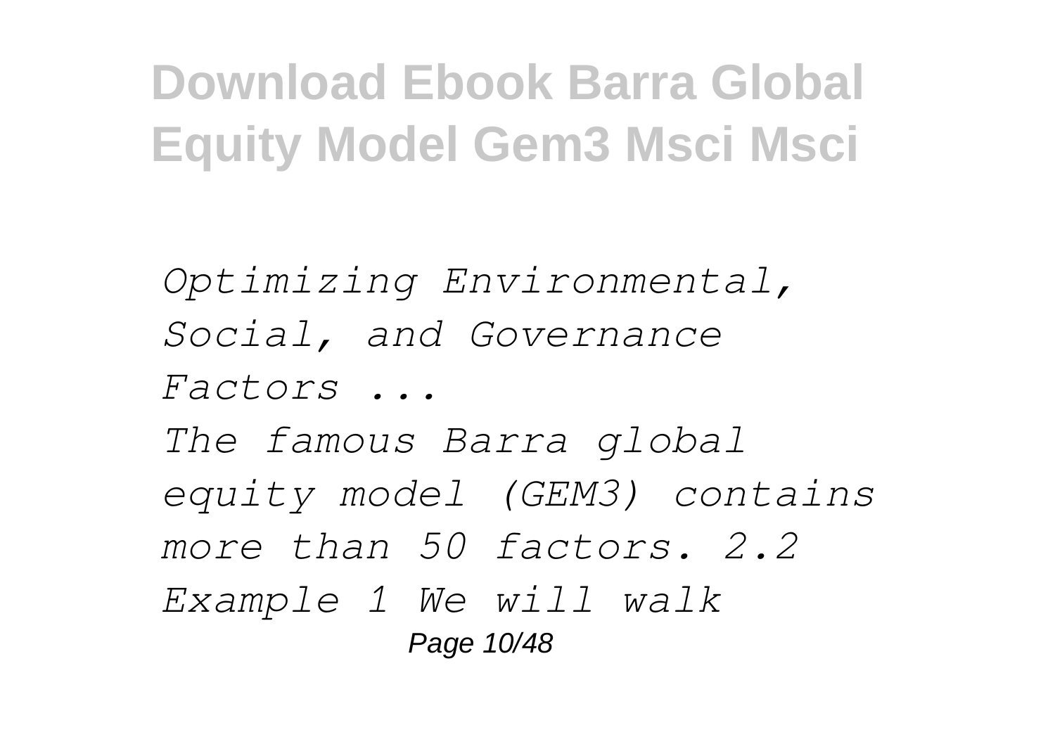*Optimizing Environmental, Social, and Governance Factors ...*

*The famous Barra global equity model (GEM3) contains more than 50 factors. 2.2 Example 1 We will walk*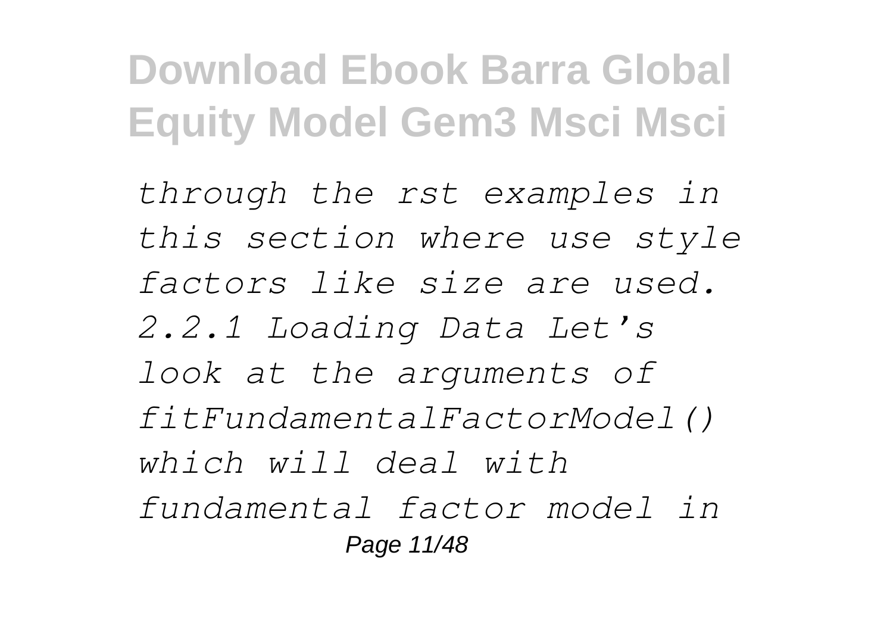*through the rst examples in this section where use style factors like size are used. 2.2.1 Loading Data Let's look at the arguments of fitFundamentalFactorModel() which will deal with fundamental factor model in*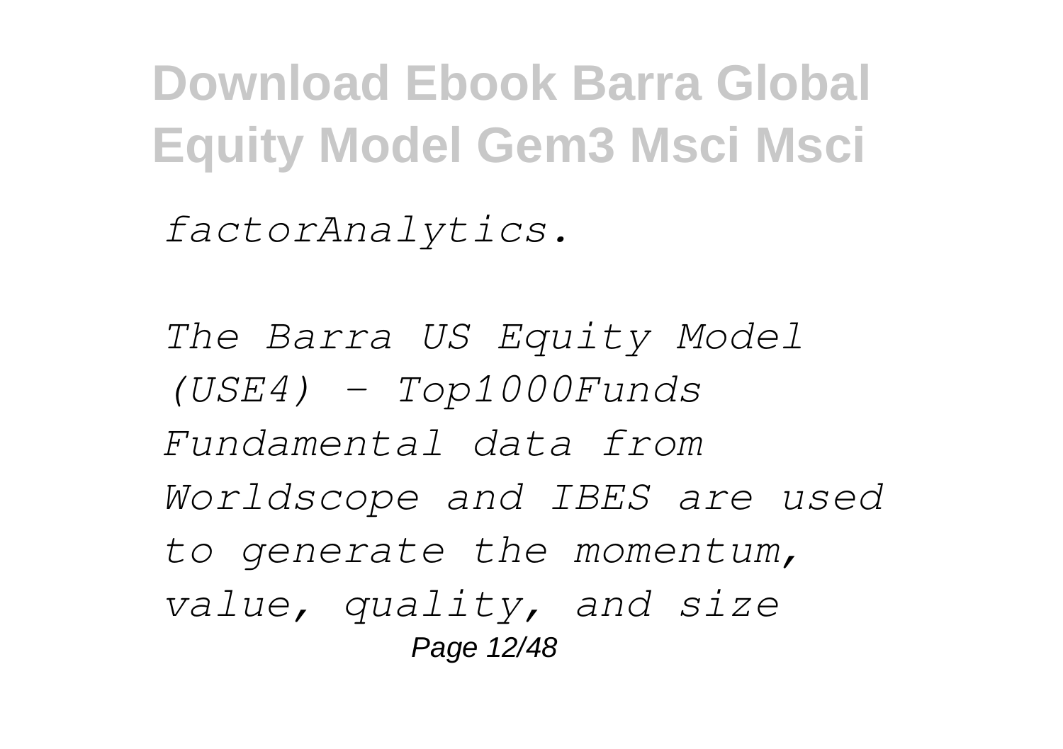*factorAnalytics.*

*The Barra US Equity Model (USE4) - Top1000Funds Fundamental data from Worldscope and IBES are used to generate the momentum, value, quality, and size*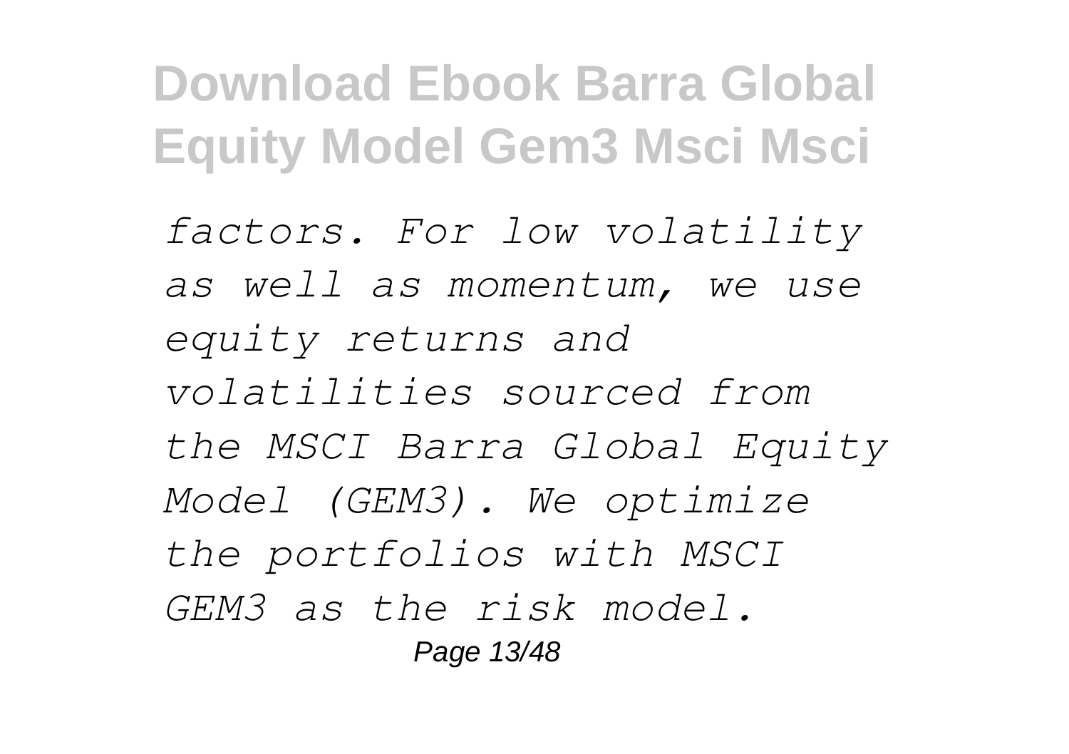*factors. For low volatility as well as momentum, we use equity returns and volatilities sourced from the MSCI Barra Global Equity Model (GEM3). We optimize the portfolios with MSCI GEM3 as the risk model.*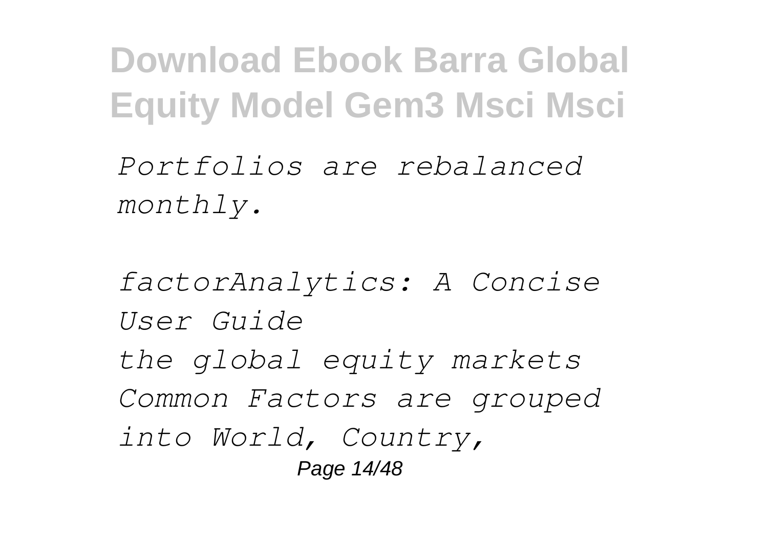*Portfolios are rebalanced monthly.*

*factorAnalytics: A Concise User Guide*

*the global equity markets Common Factors are grouped into World, Country,*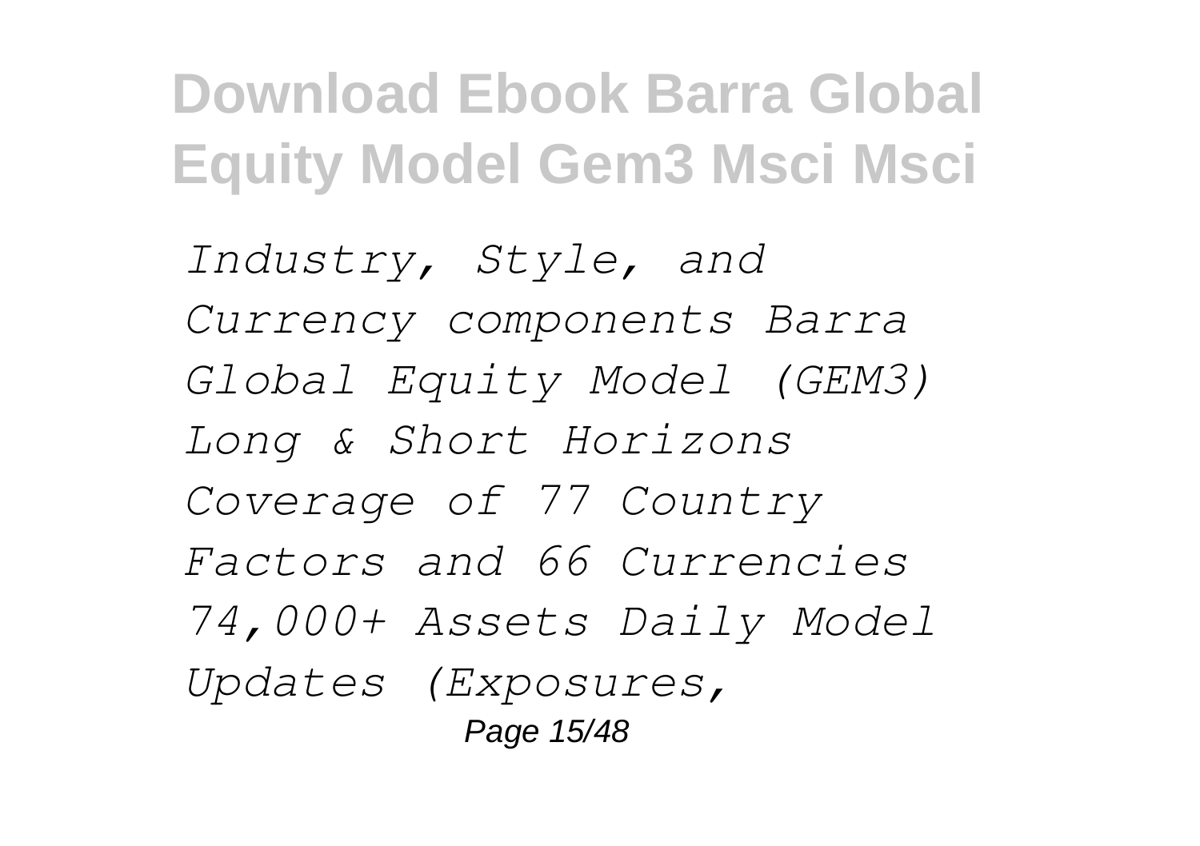*Industry, Style, and Currency components Barra Global Equity Model (GEM3) Long & Short Horizons Coverage of 77 Country Factors and 66 Currencies 74,000+ Assets Daily Model Updates (Exposures,*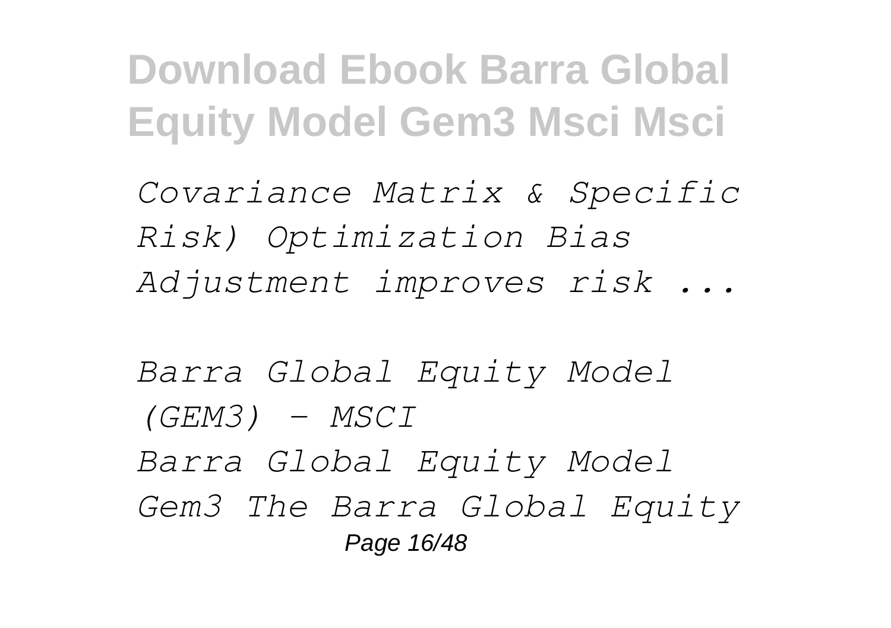*Covariance Matrix & Specific Risk) Optimization Bias Adjustment improves risk ...*

*Barra Global Equity Model (GEM3) - MSCI*

*Barra Global Equity Model Gem3 The Barra Global Equity*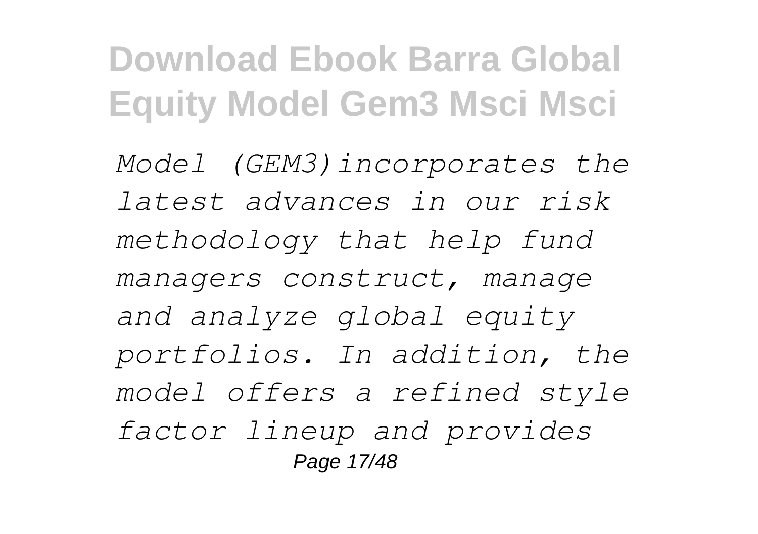*Model (GEM3)incorporates the latest advances in our risk methodology that help fund managers construct, manage and analyze global equity portfolios. In addition, the model offers a refined style factor lineup and provides*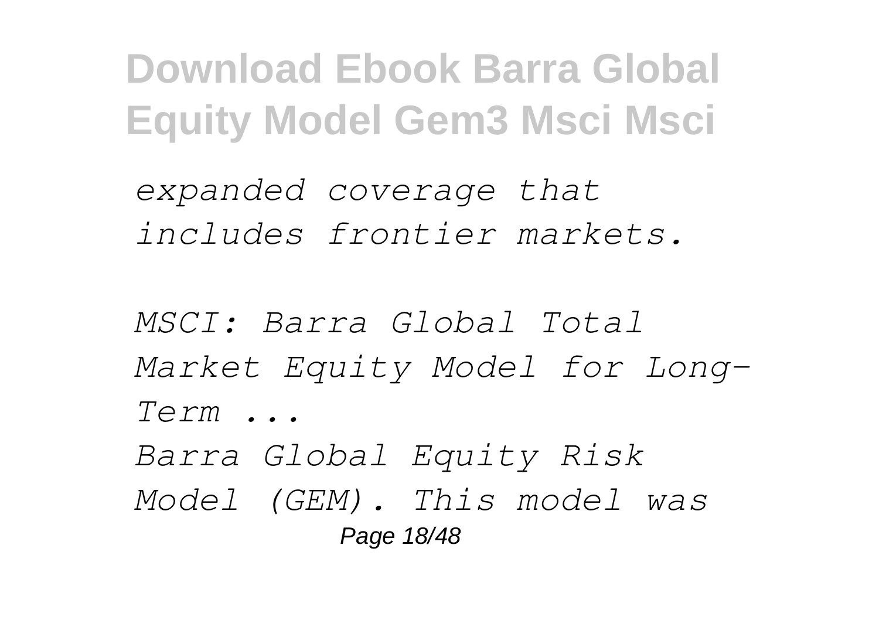*expanded coverage that includes frontier markets.*

*MSCI: Barra Global Total Market Equity Model for Long-Term ...*

*Barra Global Equity Risk Model (GEM). This model was*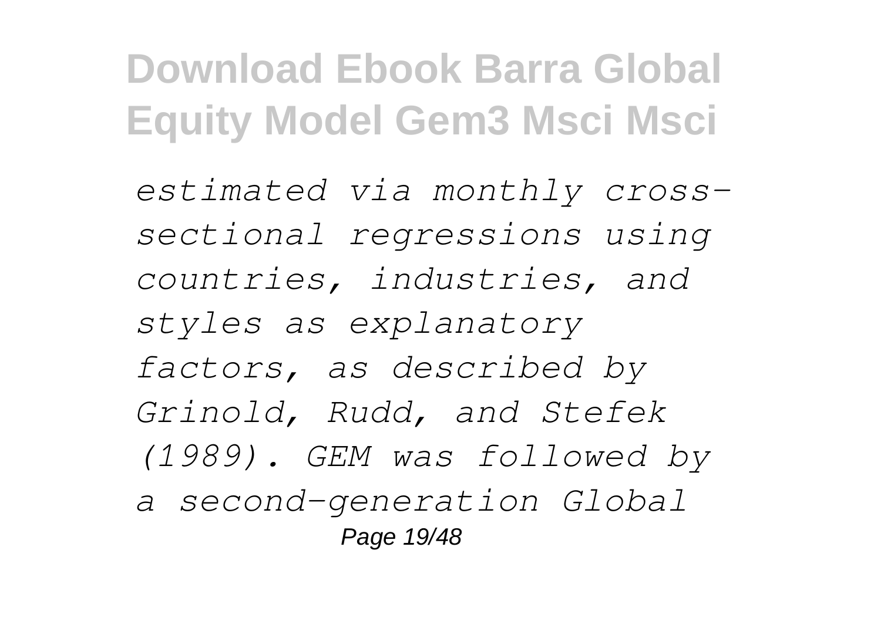*estimated via monthly cross-sectional regressions using countries, industries, and styles as explanatory factors, as described by Grinold, Rudd, and Stefek (1989). GEM was followed by a second-generation Global*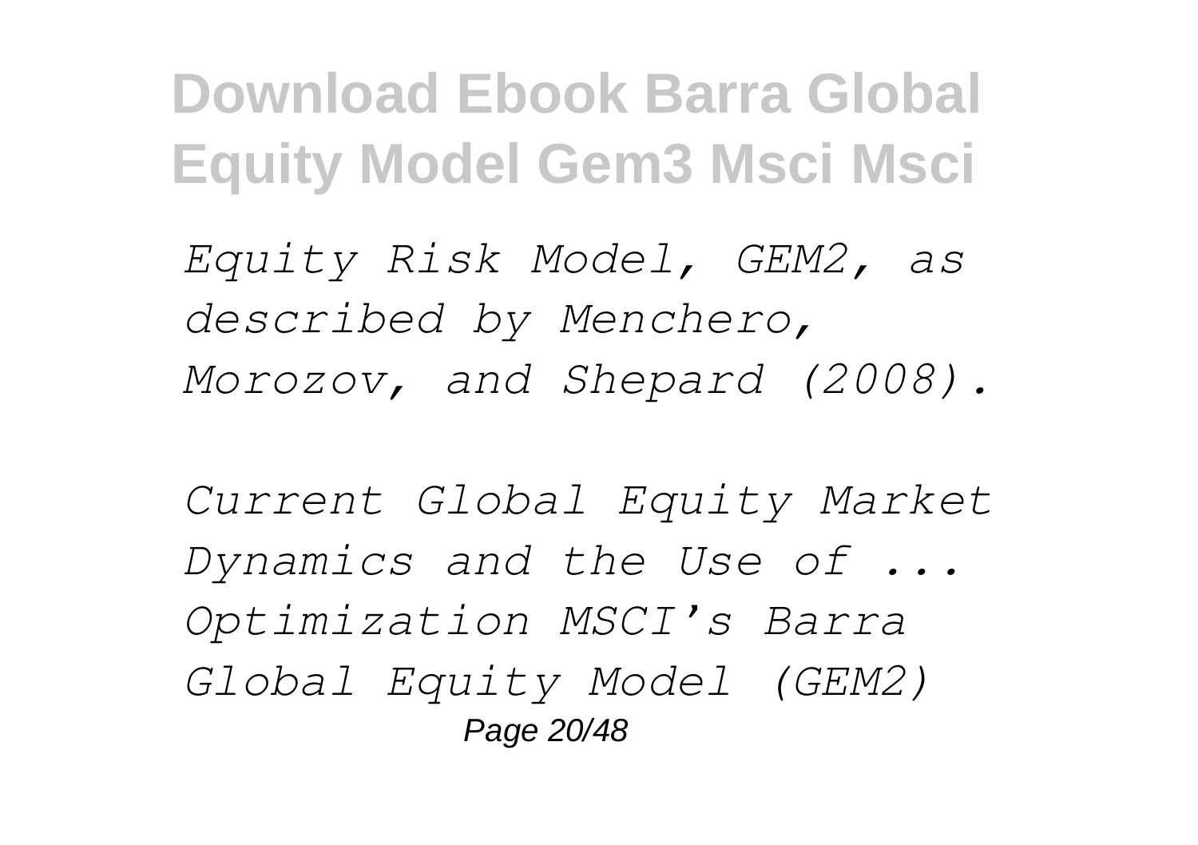*Equity Risk Model, GEM2, as described by Menchero, Morozov, and Shepard (2008).*

*Current Global Equity Market Dynamics and the Use of ... Optimization MSCI's Barra Global Equity Model (GEM2)*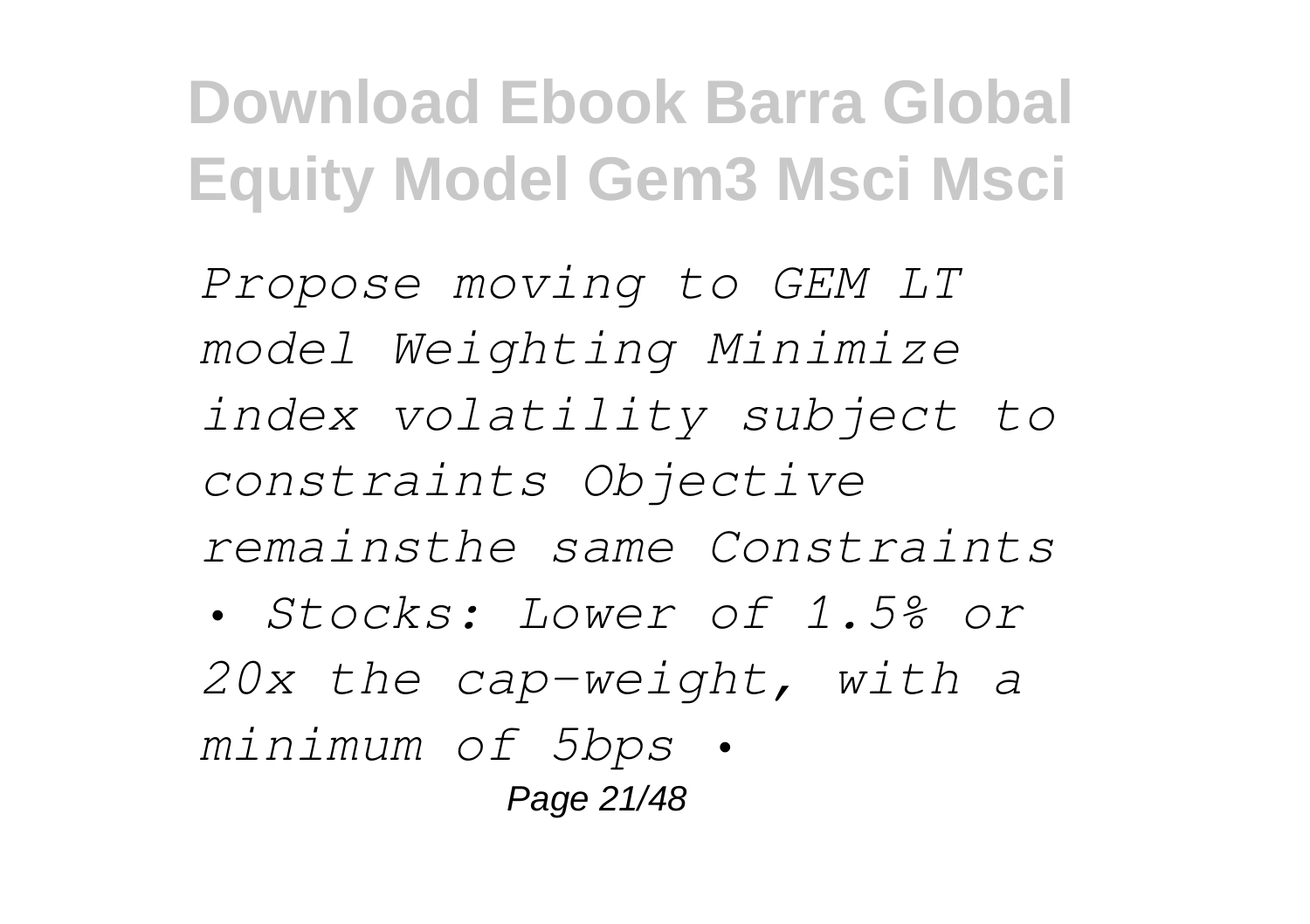*Propose moving to GEM LT model Weighting Minimize index volatility subject to constraints Objective remainsthe same Constraints • Stocks: Lower of 1.5% or 20x the cap-weight, with a minimum of 5bps •*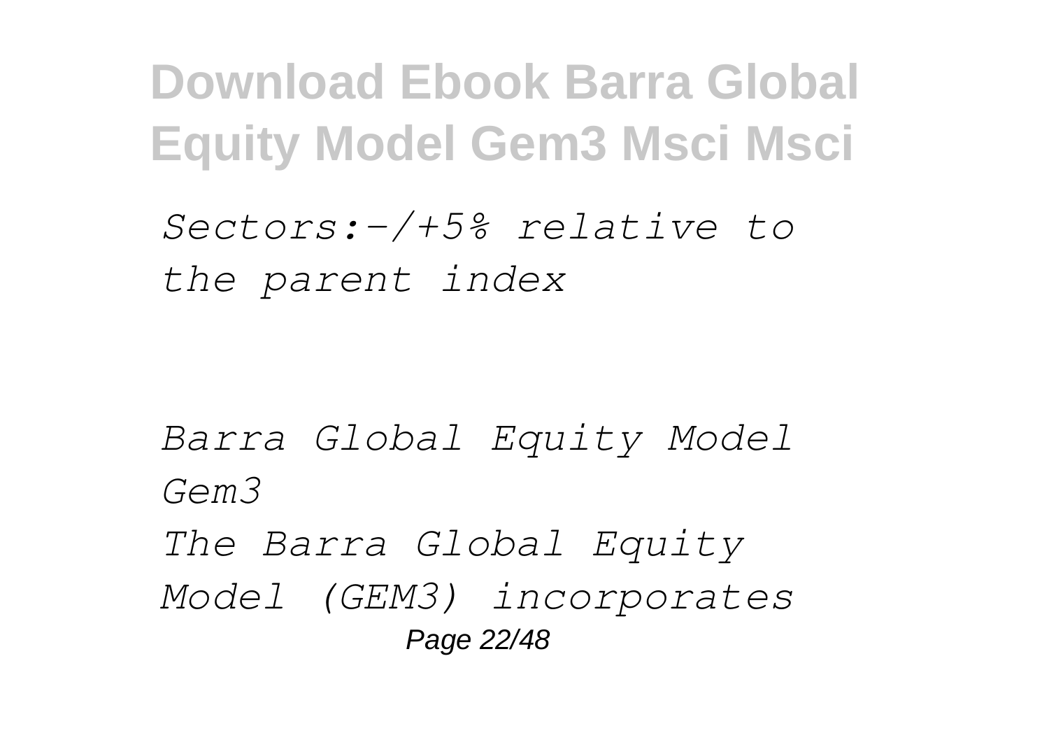*Sectors:-/+5% relative to the parent index*

*Barra Global Equity Model Gem3*

*The Barra Global Equity Model (GEM3) incorporates*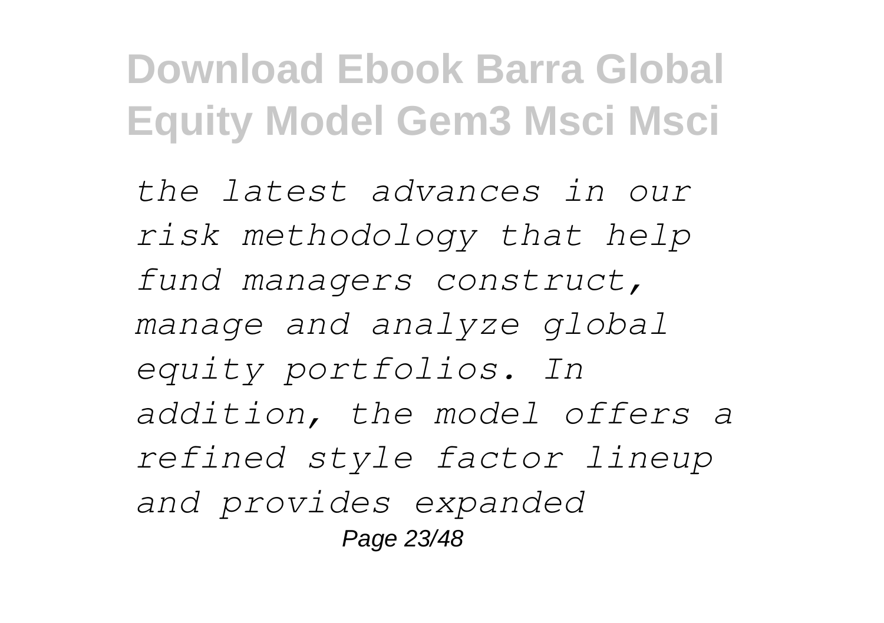*the latest advances in our risk methodology that help fund managers construct, manage and analyze global equity portfolios. In addition, the model offers a refined style factor lineup and provides expanded*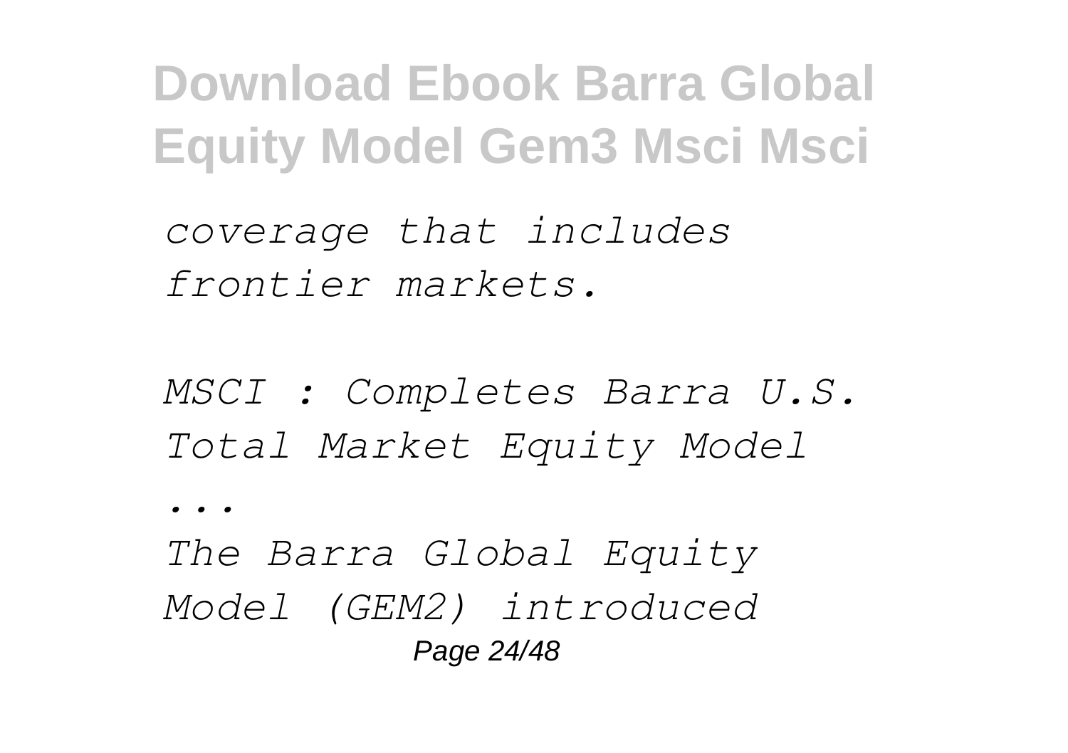*coverage that includes frontier markets.*

*MSCI : Completes Barra U.S. Total Market Equity Model ...*

*The Barra Global Equity Model (GEM2) introduced*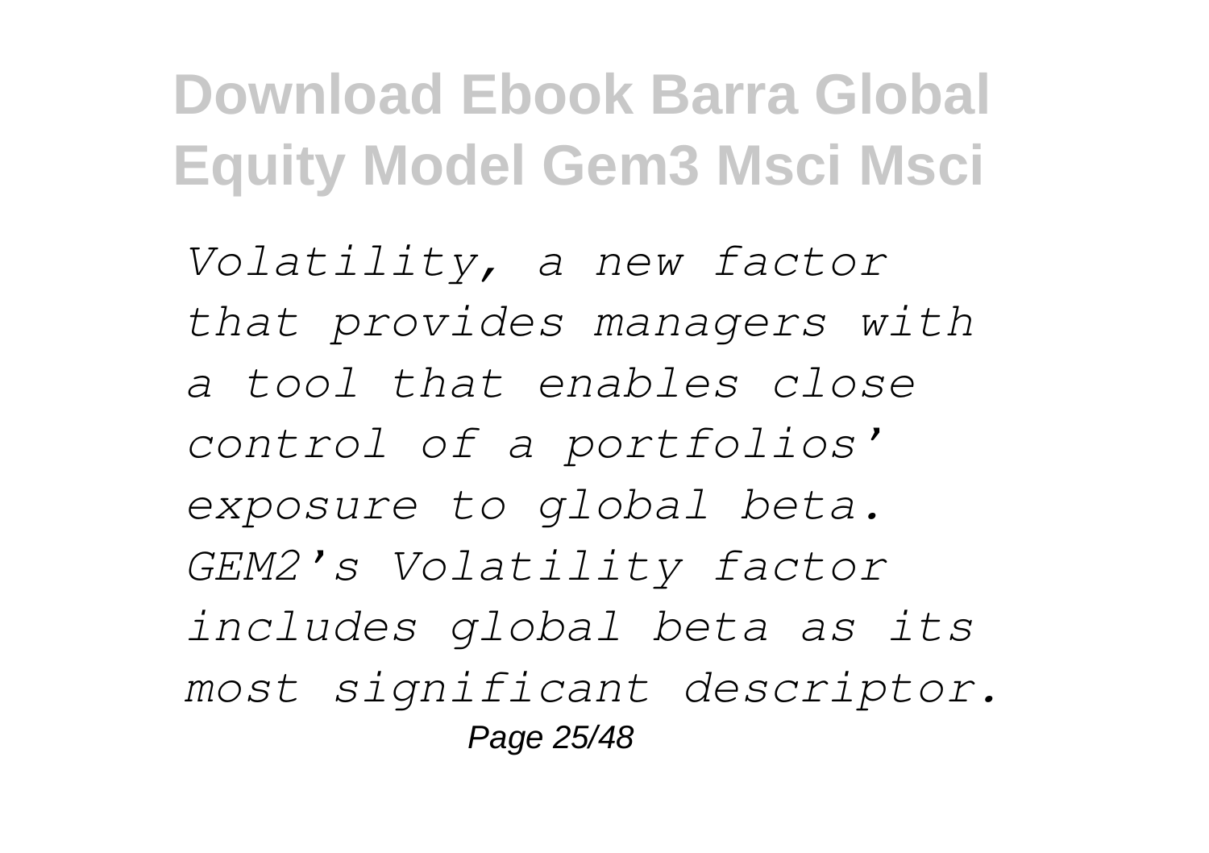*Volatility, a new factor that provides managers with a tool that enables close control of a portfolios' exposure to global beta. GEM2's Volatility factor includes global beta as its most significant descriptor.*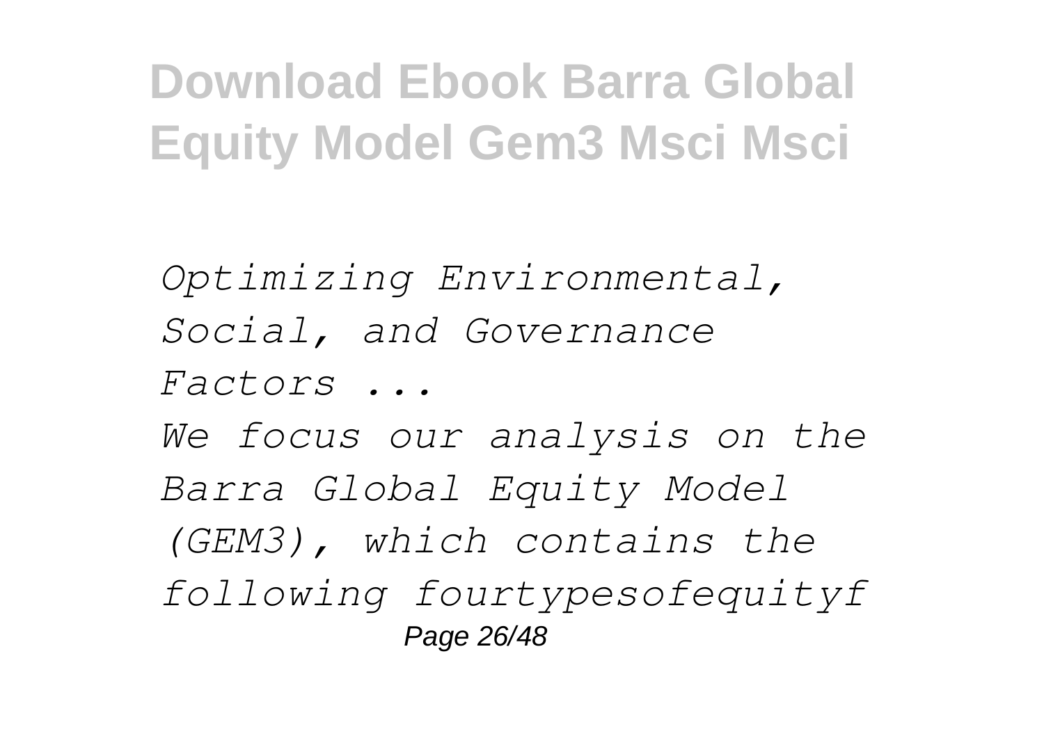# Download Ebook Barra Global Equity Model Gem3 Msci Msci

*Optimizing Environmental, Social, and Governance Factors ...*

*We focus our analysis on the Barra Global Equity Model (GEM3), which contains the following fourtypesofequityf*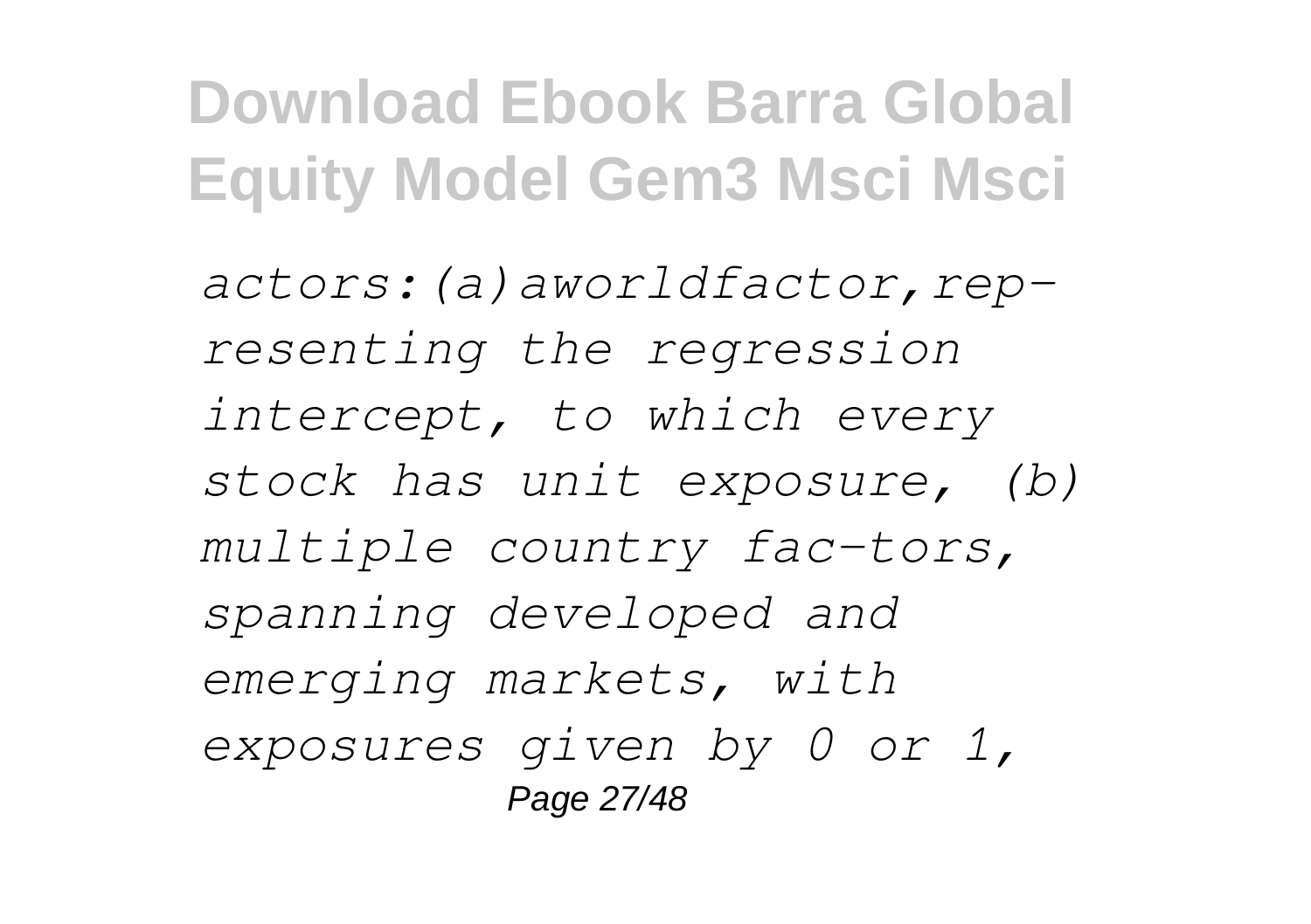*actors:(a)aworldfactor,rep-resenting the regression intercept, to which every stock has unit exposure, (b) multiple country fac-tors, spanning developed and emerging markets, with exposures given by 0 or 1,*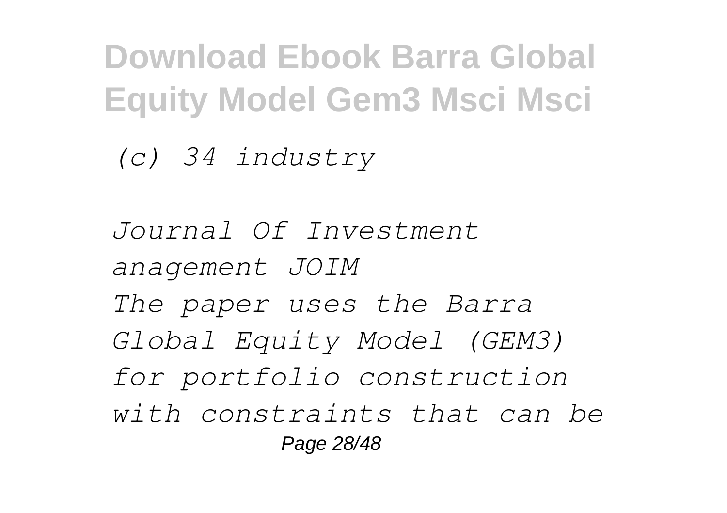*(c) 34 industry*

*Journal Of Investment anagement JOIM*
*The paper uses the Barra Global Equity Model (GEM3) for portfolio construction with constraints that can be*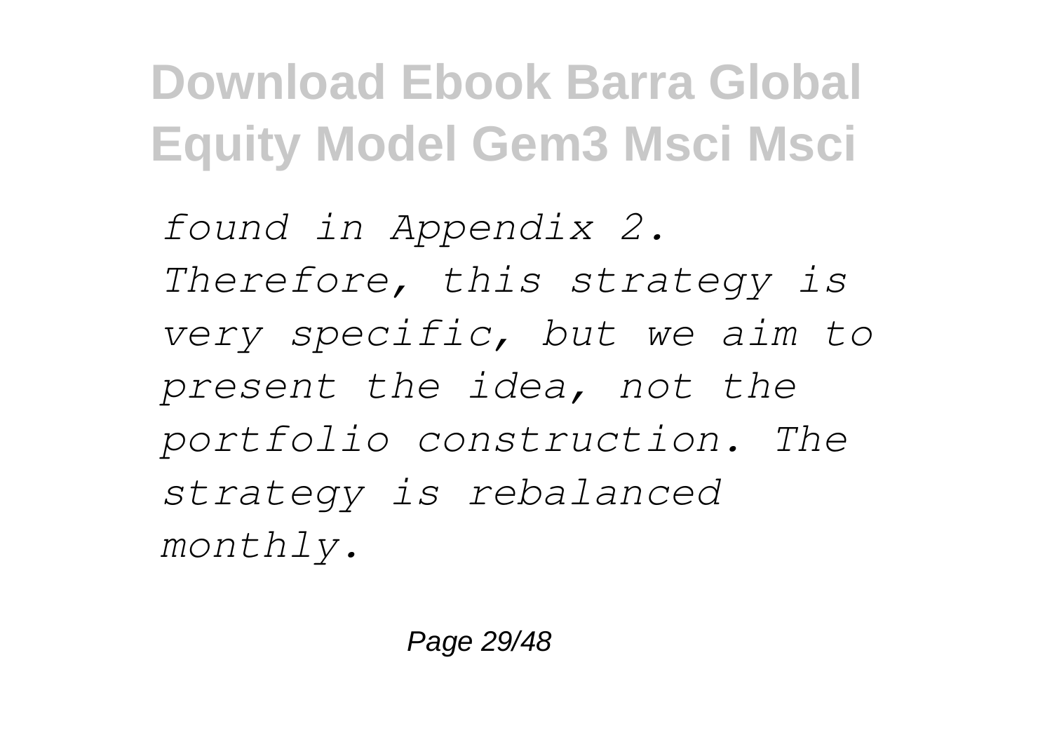*found in Appendix 2. Therefore, this strategy is very specific, but we aim to present the idea, not the portfolio construction. The strategy is rebalanced monthly.*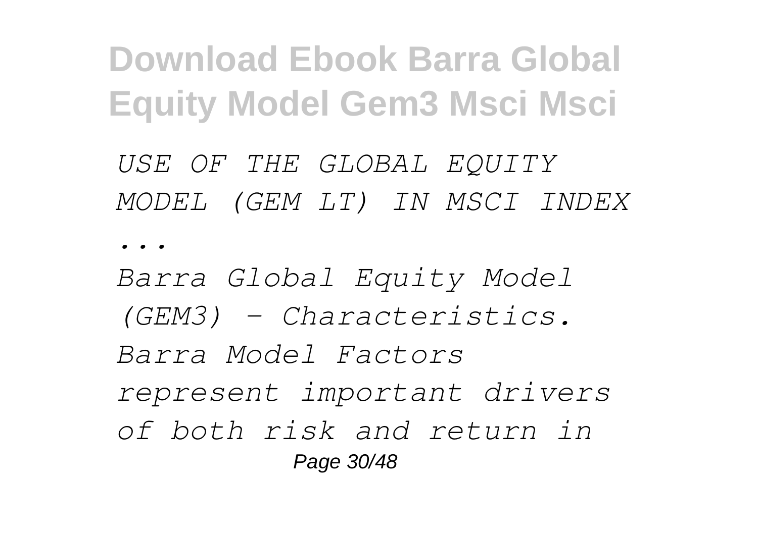*USE OF THE GLOBAL EQUITY MODEL (GEM LT) IN MSCI INDEX ...*

*Barra Global Equity Model (GEM3) - Characteristics. Barra Model Factors represent important drivers of both risk and return in*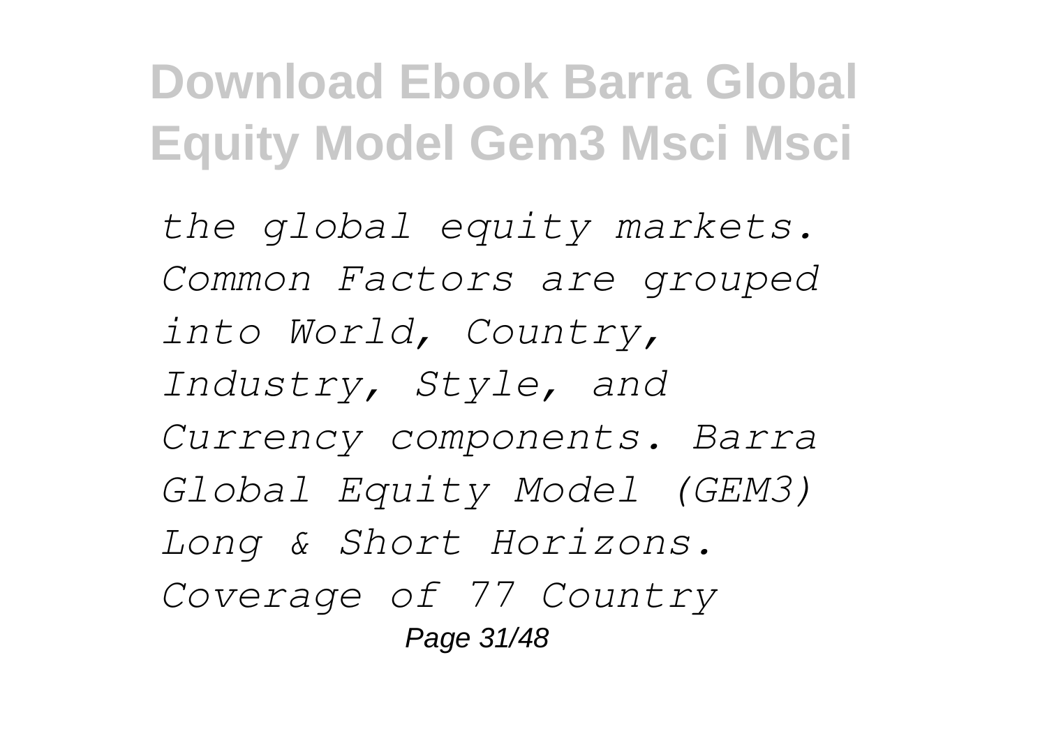*the global equity markets. Common Factors are grouped into World, Country, Industry, Style, and Currency components. Barra Global Equity Model (GEM3) Long & Short Horizons. Coverage of 77 Country*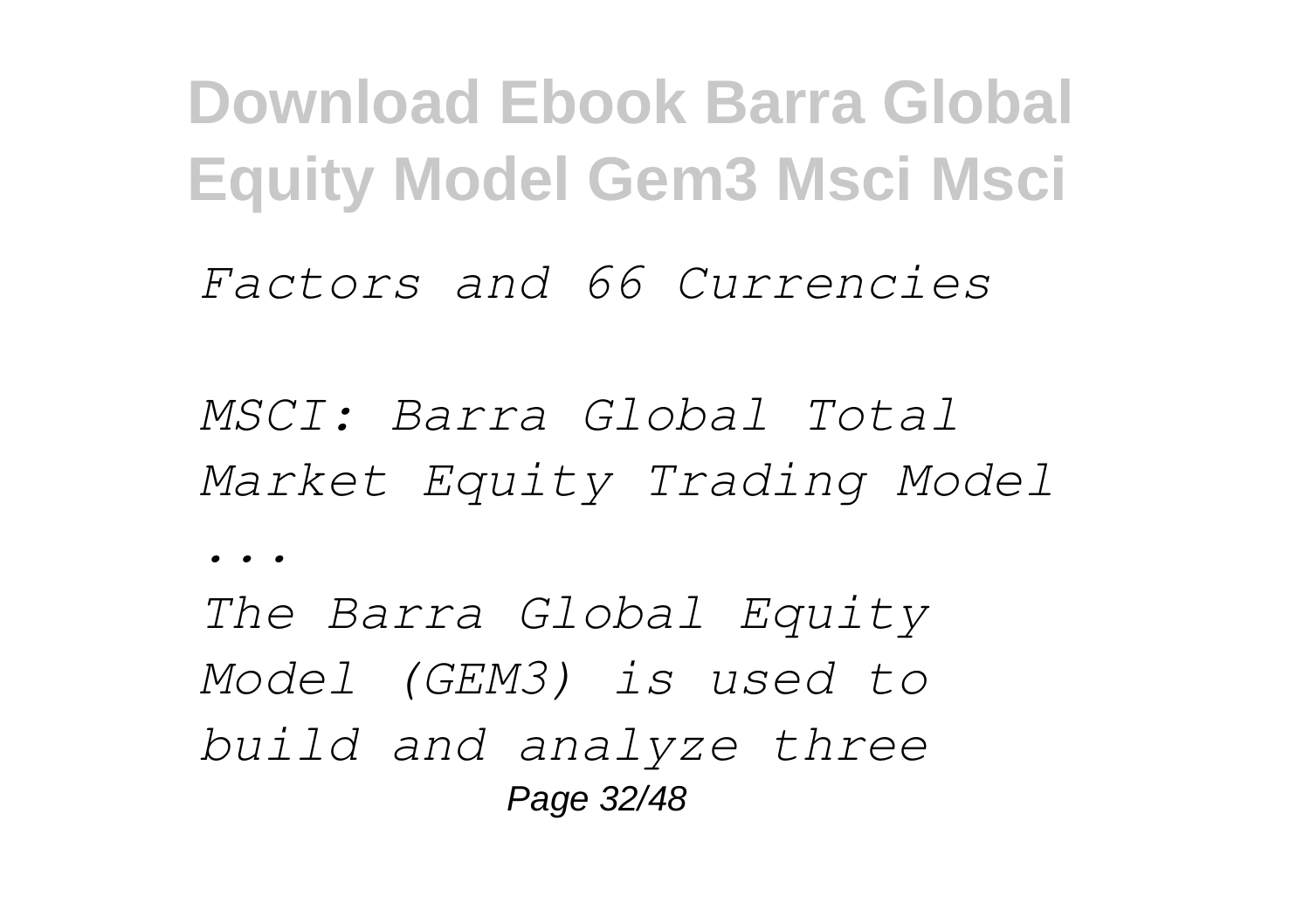*Factors and 66 Currencies*

*MSCI: Barra Global Total Market Equity Trading Model ...*

*The Barra Global Equity Model (GEM3) is used to build and analyze three*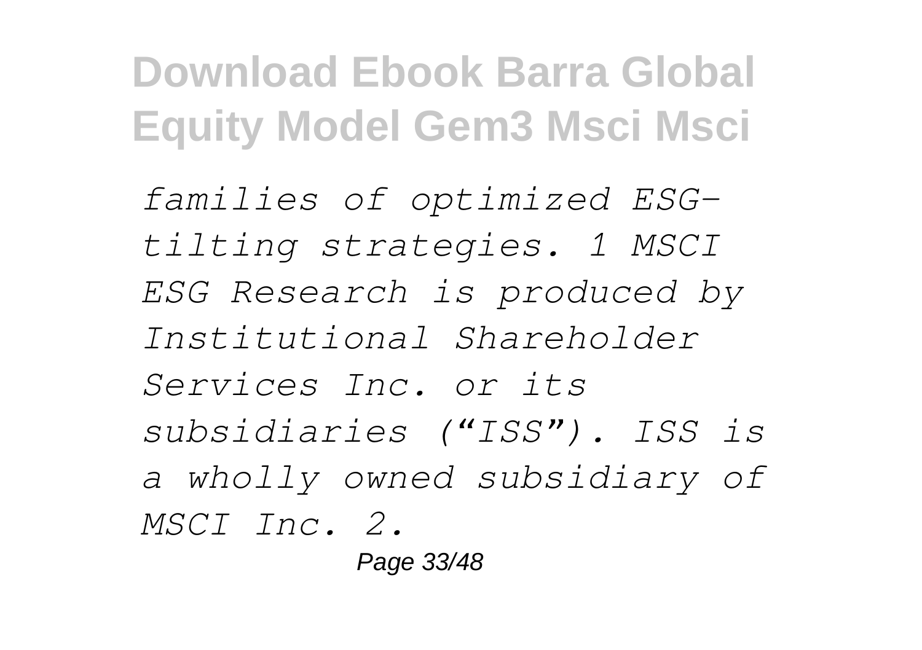*families of optimized ESG-tilting strategies. 1 MSCI ESG Research is produced by Institutional Shareholder Services Inc. or its subsidiaries ("ISS"). ISS is a wholly owned subsidiary of MSCI Inc. 2.*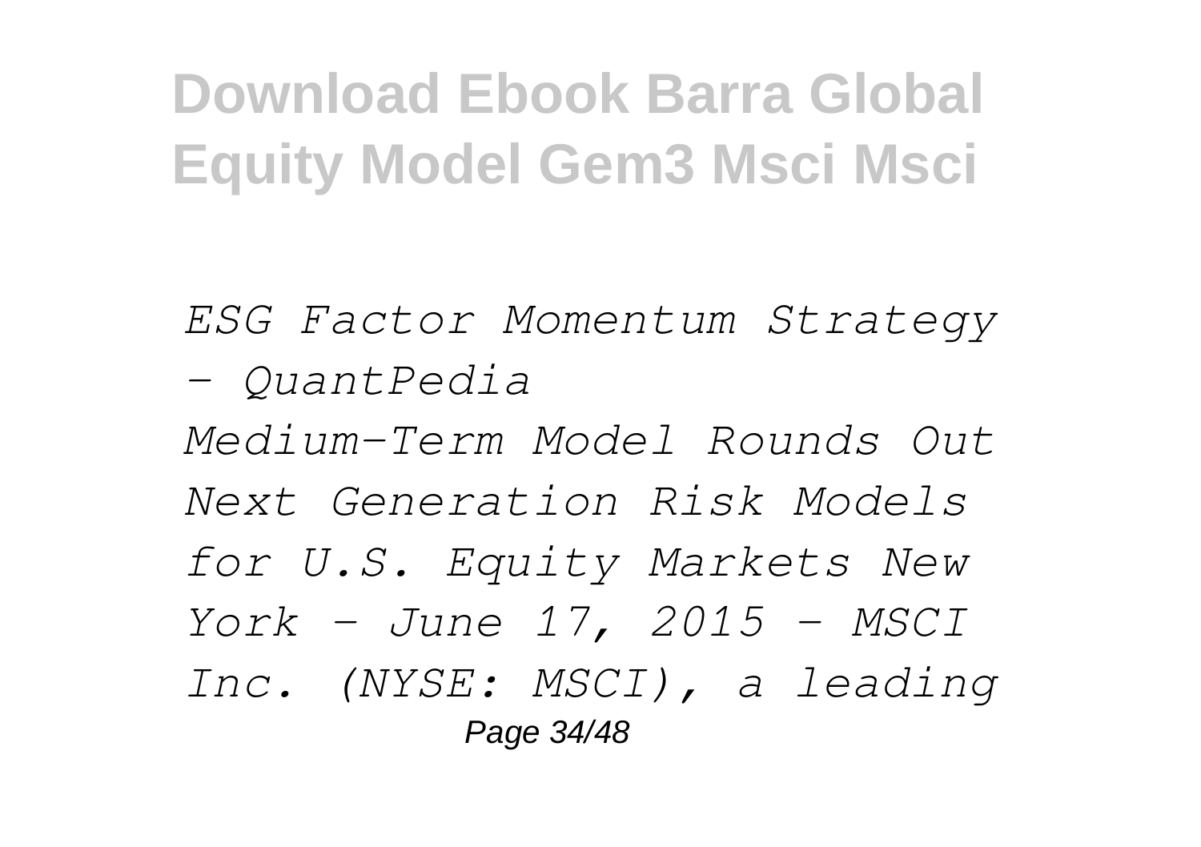*ESG Factor Momentum Strategy - QuantPedia*

*Medium-Term Model Rounds Out Next Generation Risk Models for U.S. Equity Markets New York – June 17, 2015 – MSCI Inc. (NYSE: MSCI), a leading*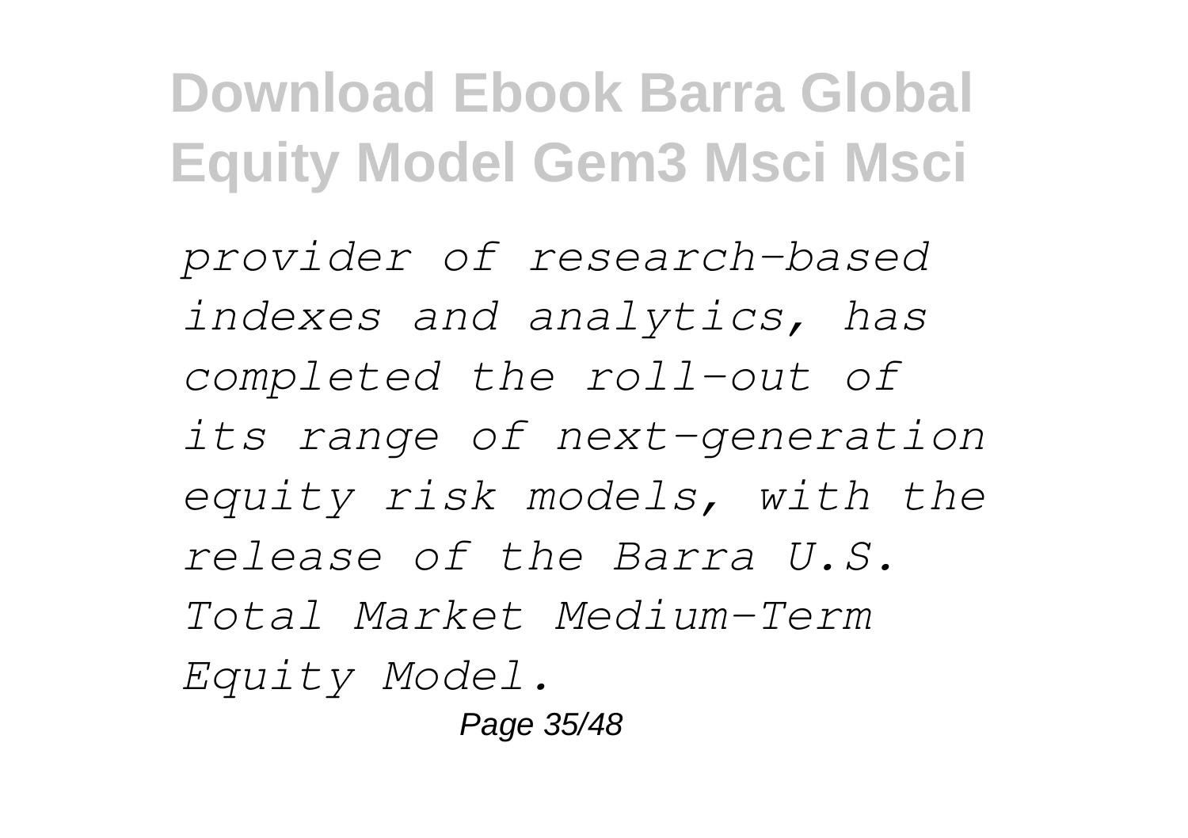*provider of research-based indexes and analytics, has completed the roll-out of its range of next-generation equity risk models, with the release of the Barra U.S. Total Market Medium-Term Equity Model.*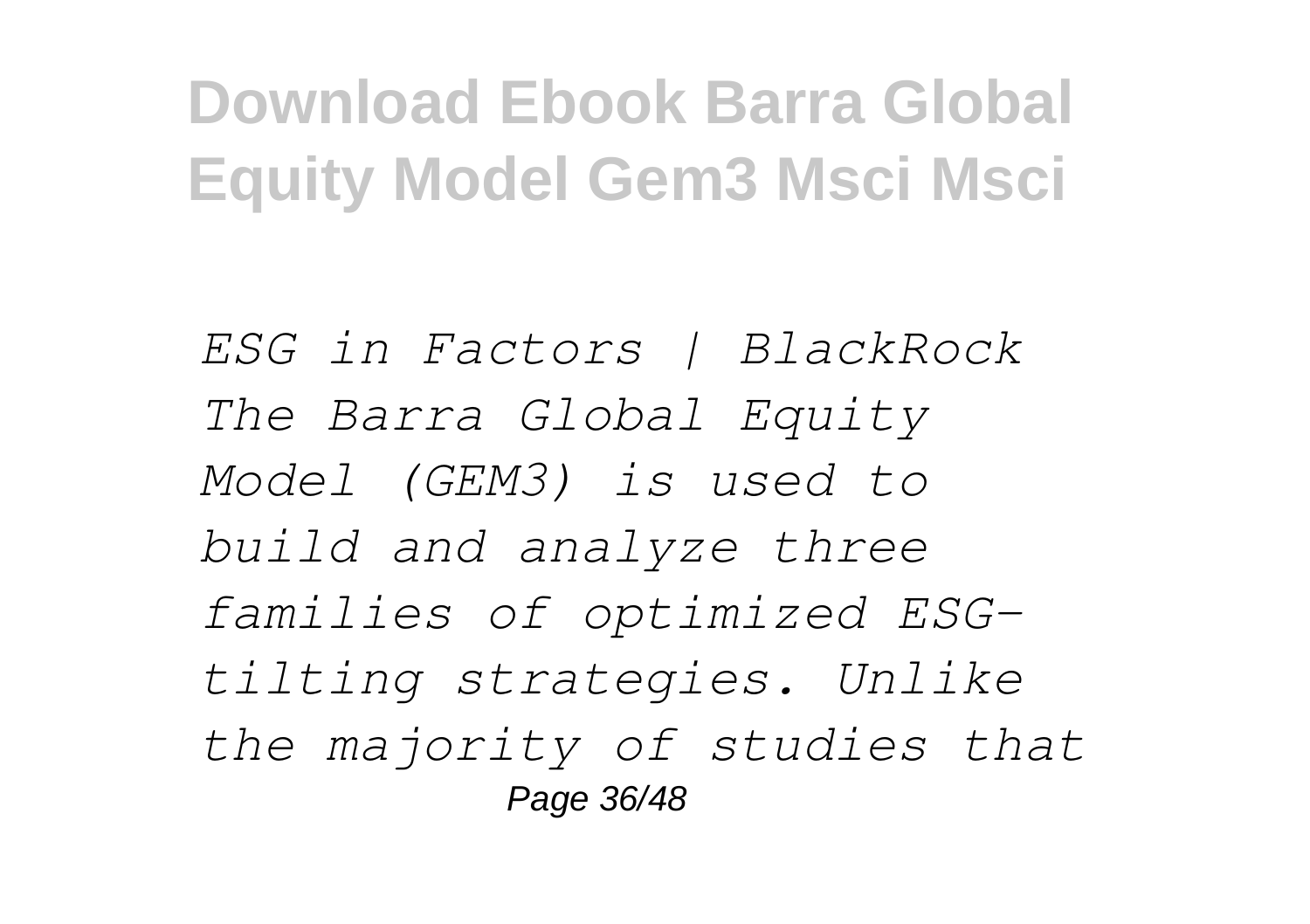*ESG in Factors | BlackRock*
*The Barra Global Equity Model (GEM3) is used to build and analyze three families of optimized ESG-tilting strategies. Unlike the majority of studies that*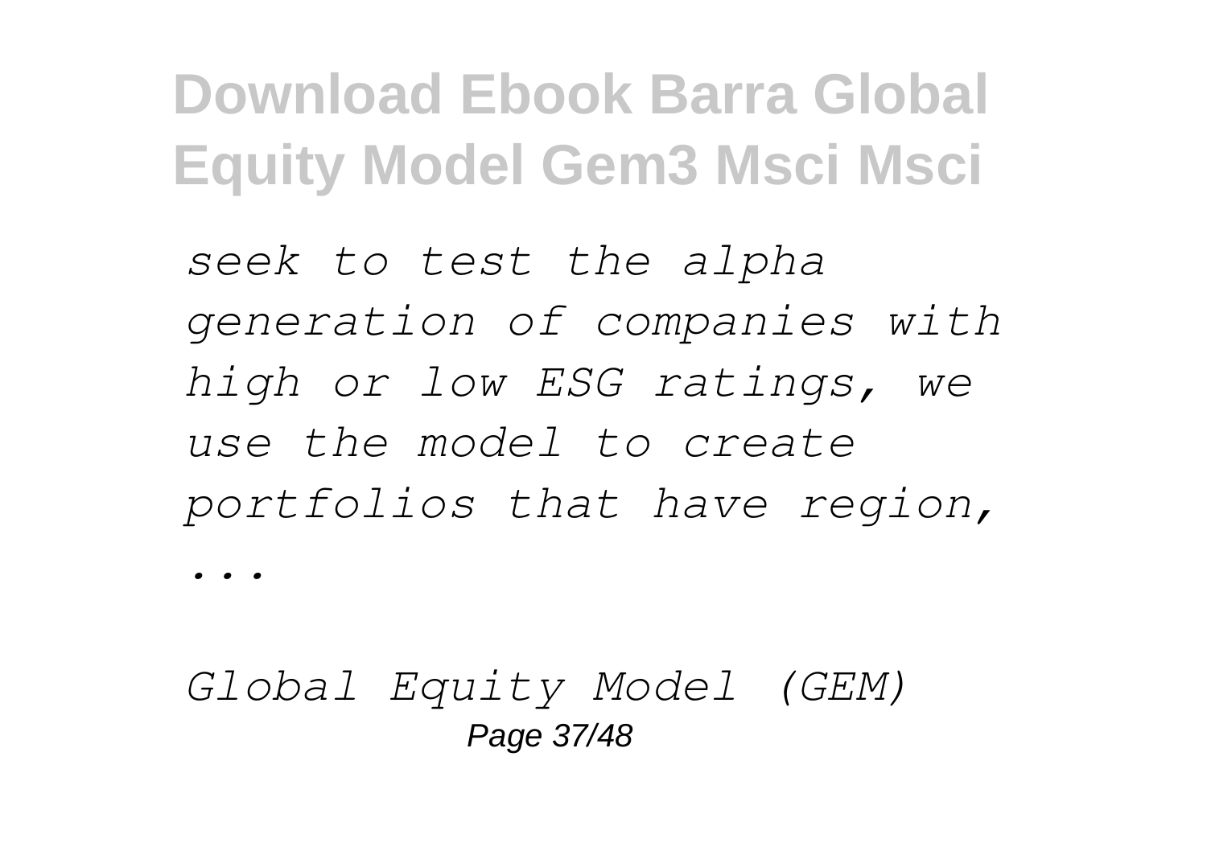*seek to test the alpha generation of companies with high or low ESG ratings, we use the model to create portfolios that have region, ...*

*Global Equity Model (GEM)*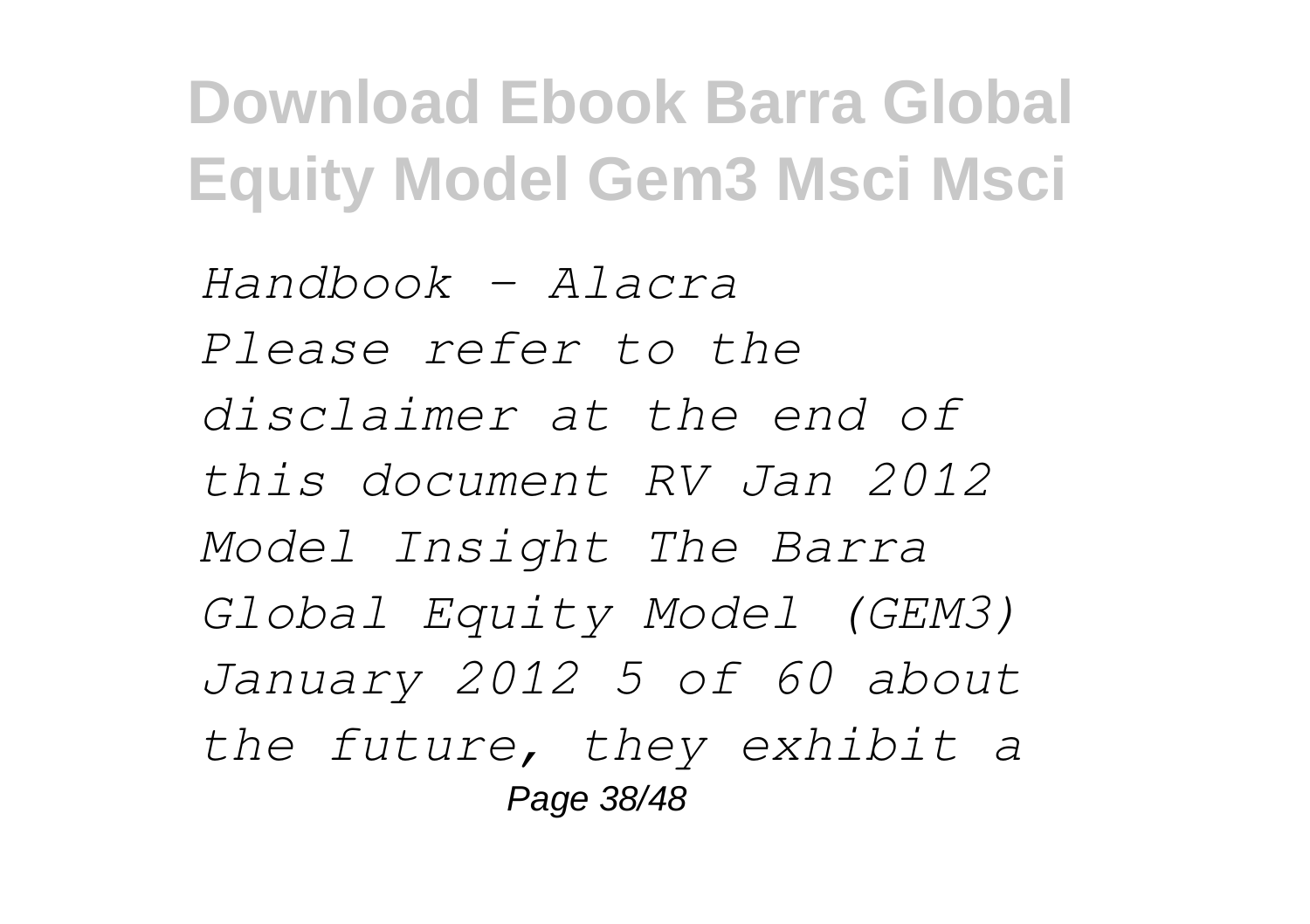*Handbook - Alacra*

*Please refer to the disclaimer at the end of this document RV Jan 2012 Model Insight The Barra Global Equity Model (GEM3) January 2012 5 of 60 about the future, they exhibit a*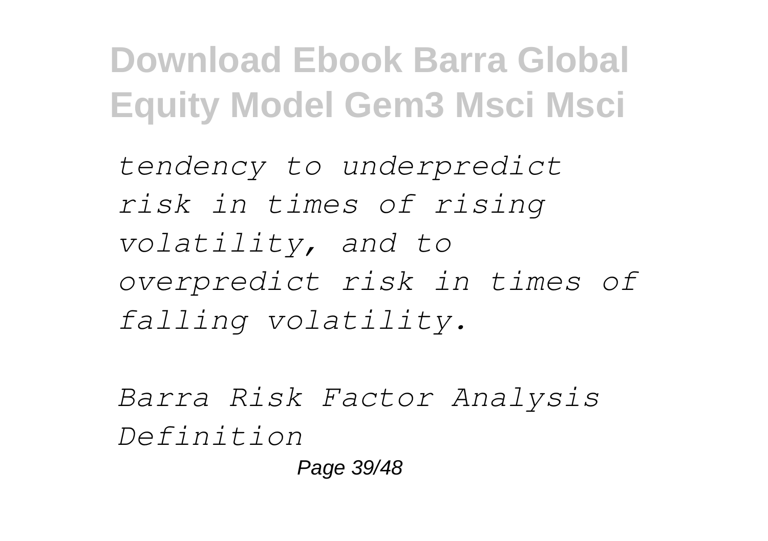*tendency to underpredict risk in times of rising volatility, and to overpredict risk in times of falling volatility.*

*Barra Risk Factor Analysis Definition*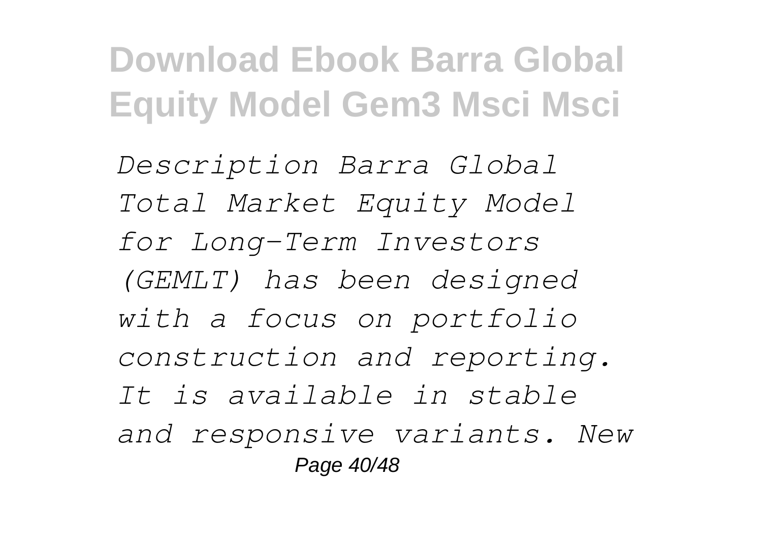*Description Barra Global Total Market Equity Model for Long-Term Investors (GEMLT) has been designed with a focus on portfolio construction and reporting. It is available in stable and responsive variants. New*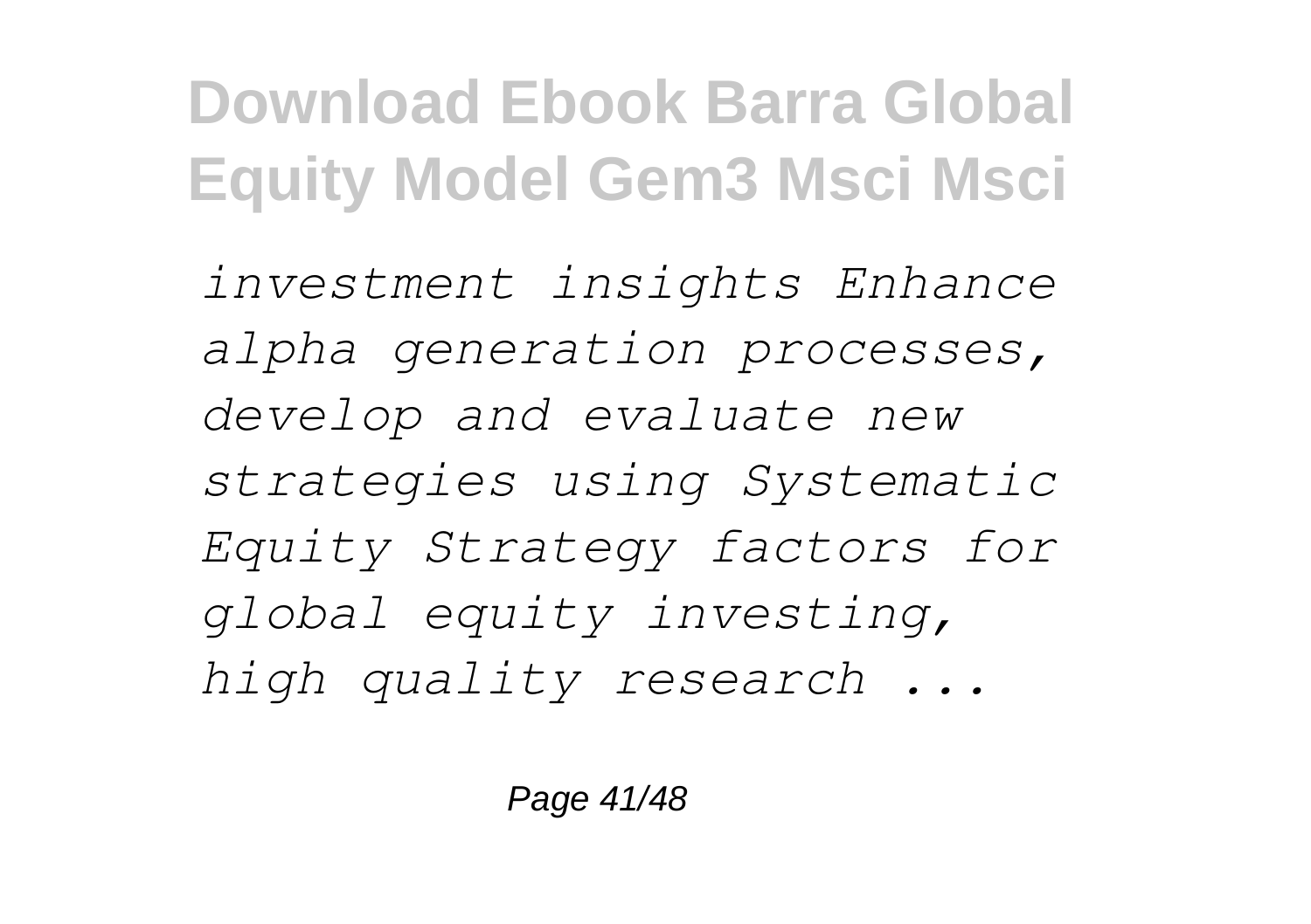*investment insights Enhance alpha generation processes, develop and evaluate new strategies using Systematic Equity Strategy factors for global equity investing, high quality research ...*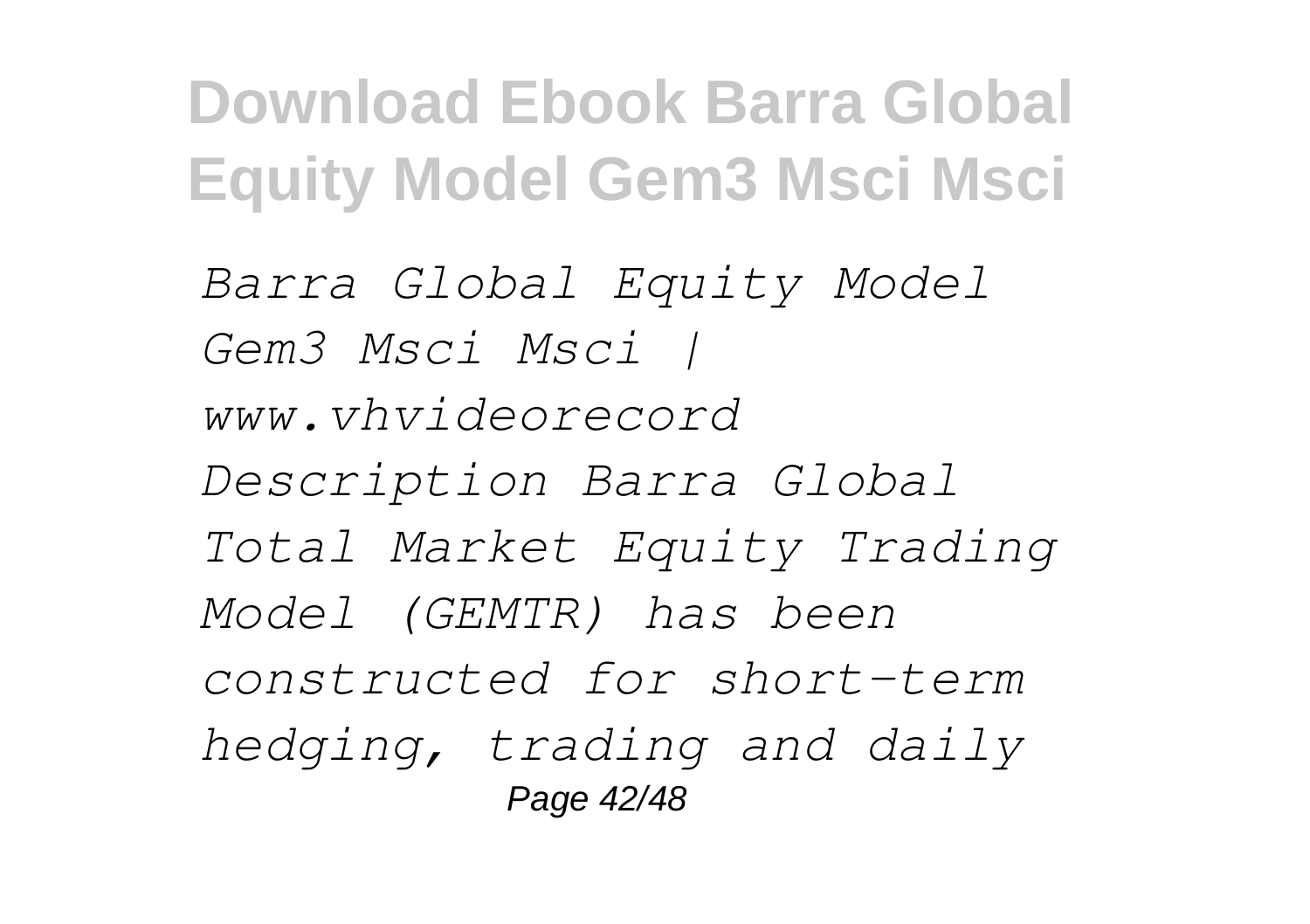*Barra Global Equity Model Gem3 Msci Msci | www.vhvideorecord Description Barra Global Total Market Equity Trading Model (GEMTR) has been constructed for short-term hedging, trading and daily*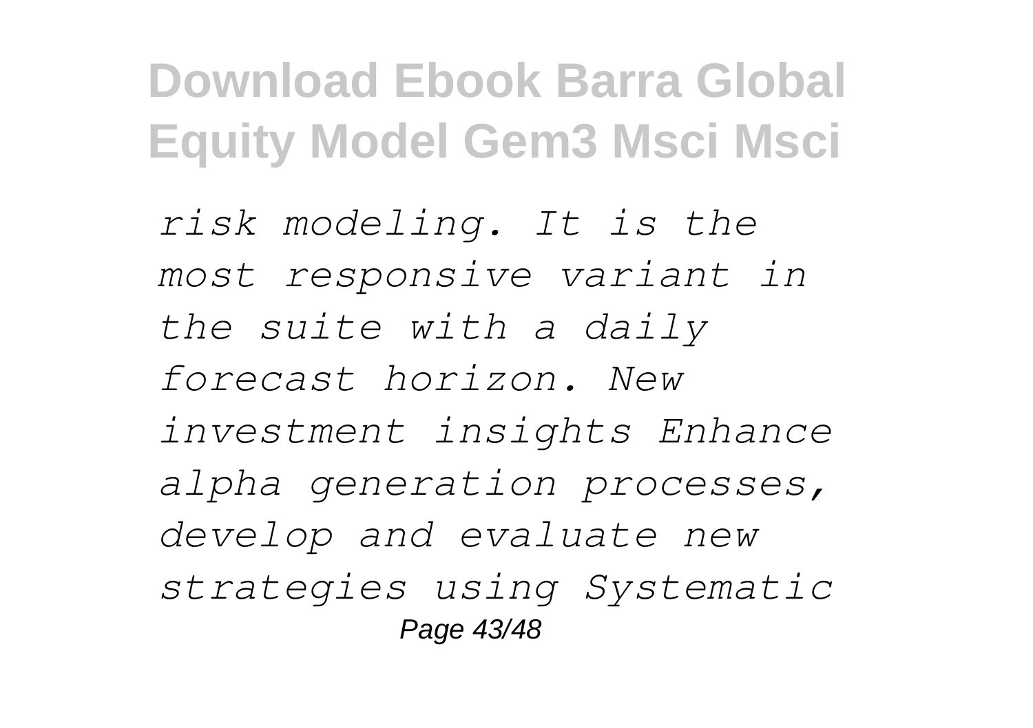*risk modeling. It is the most responsive variant in the suite with a daily forecast horizon. New investment insights Enhance alpha generation processes, develop and evaluate new strategies using Systematic*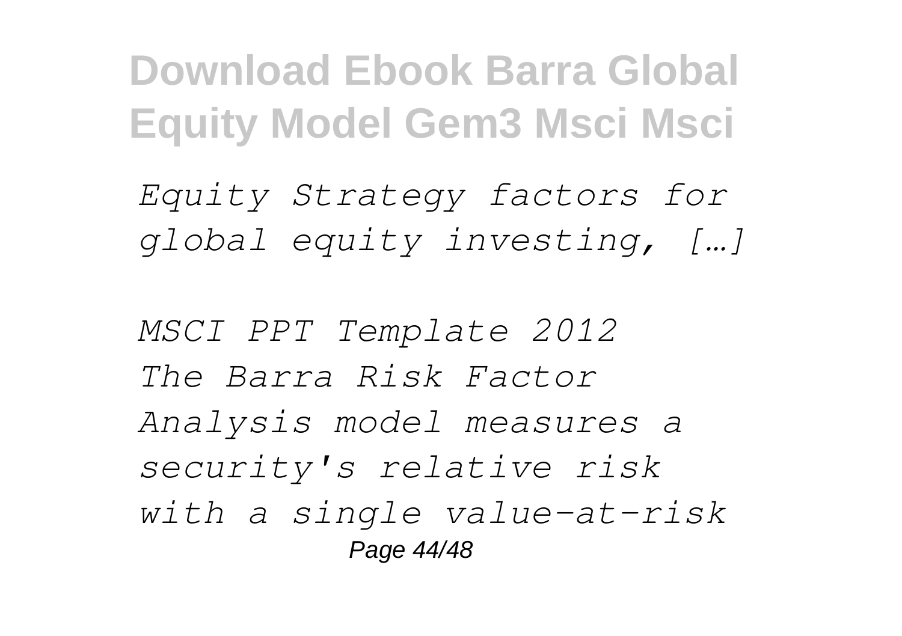*Equity Strategy factors for global equity investing, […]*

*MSCI PPT Template 2012*
*The Barra Risk Factor Analysis model measures a security's relative risk with a single value-at-risk*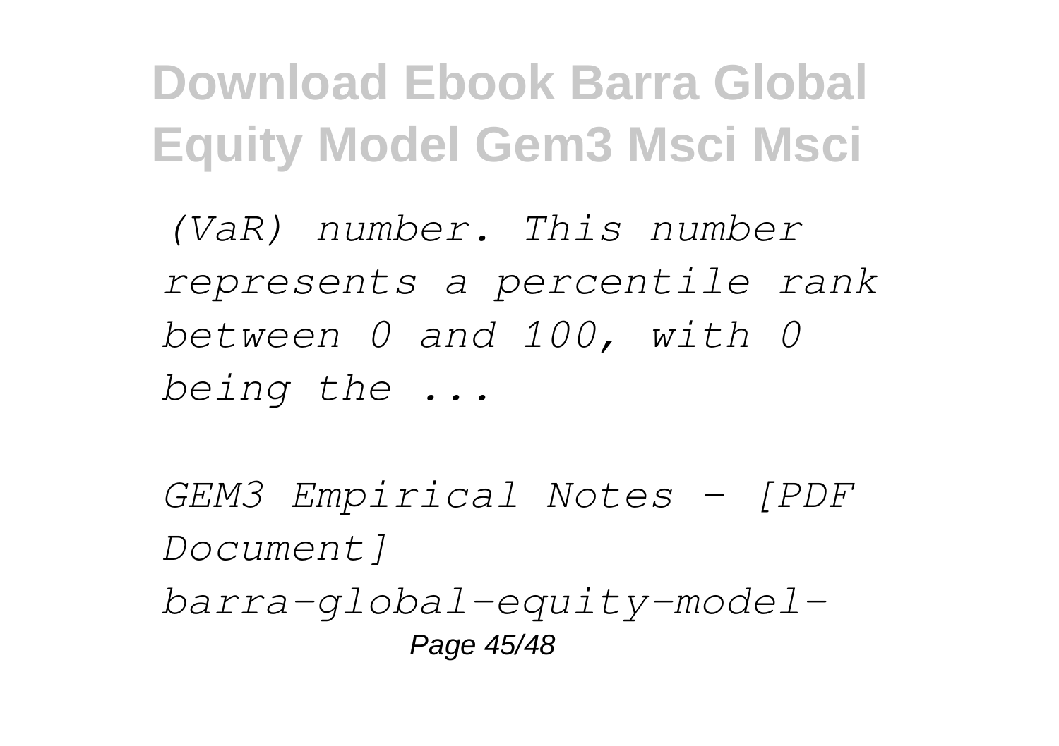*(VaR) number. This number represents a percentile rank between 0 and 100, with 0 being the ...*

*GEM3 Empirical Notes - [PDF Document]*

*barra-global-equity-model-*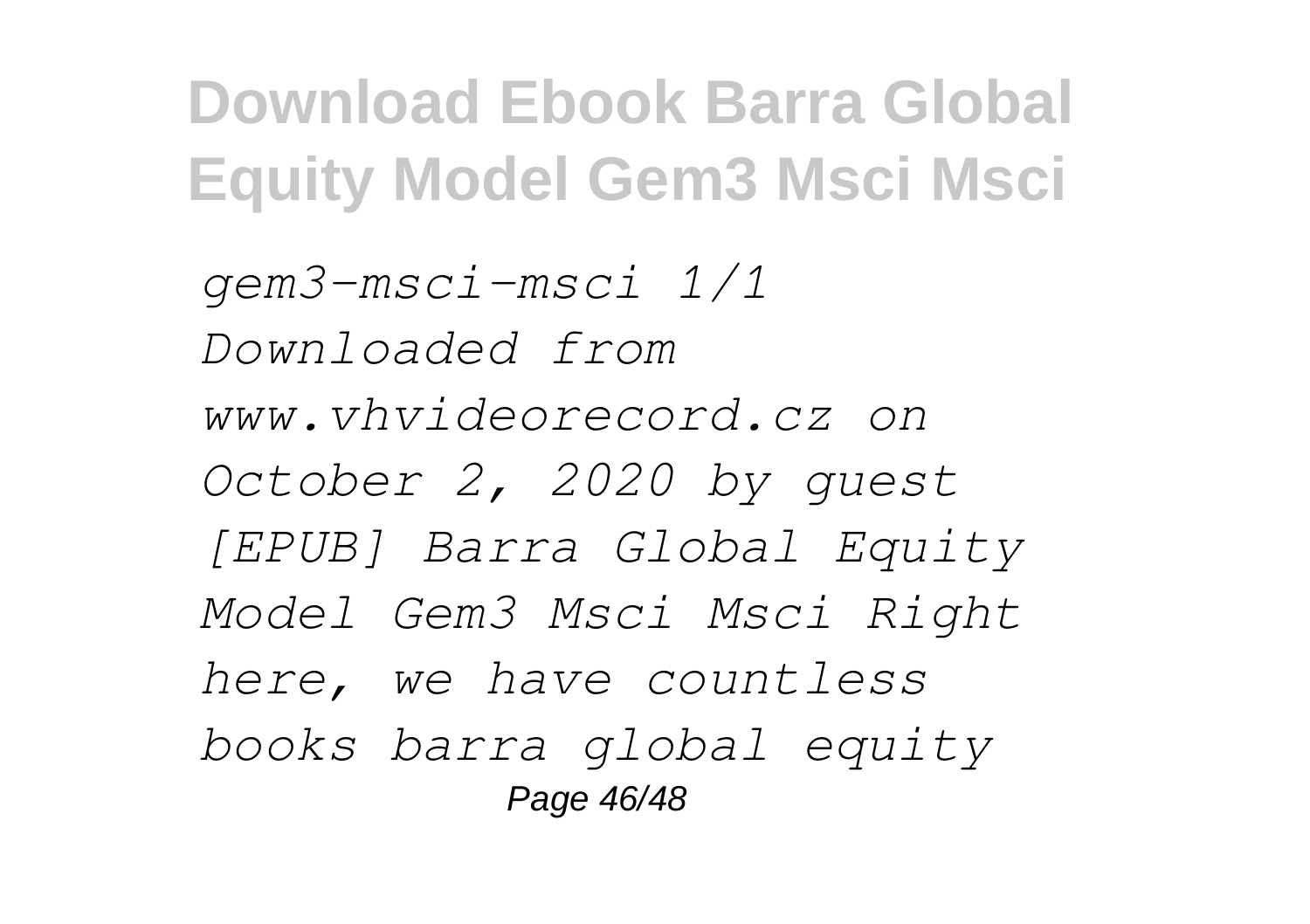*gem3-msci-msci 1/1 Downloaded from www.vhvideorecord.cz on October 2, 2020 by guest [EPUB] Barra Global Equity Model Gem3 Msci Msci Right here, we have countless books barra global equity*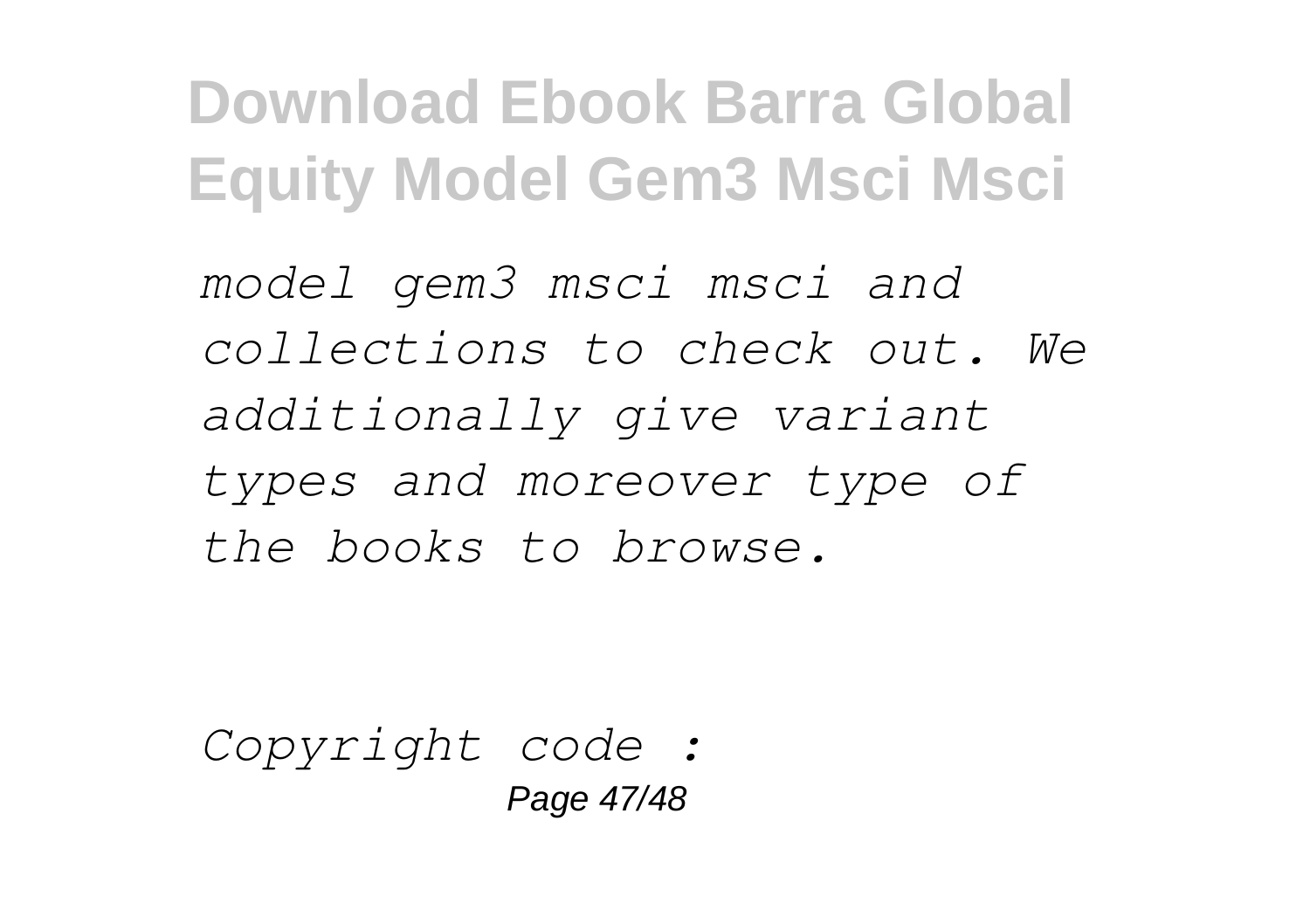*model gem3 msci msci and collections to check out. We additionally give variant types and moreover type of the books to browse.*

*Copyright code :*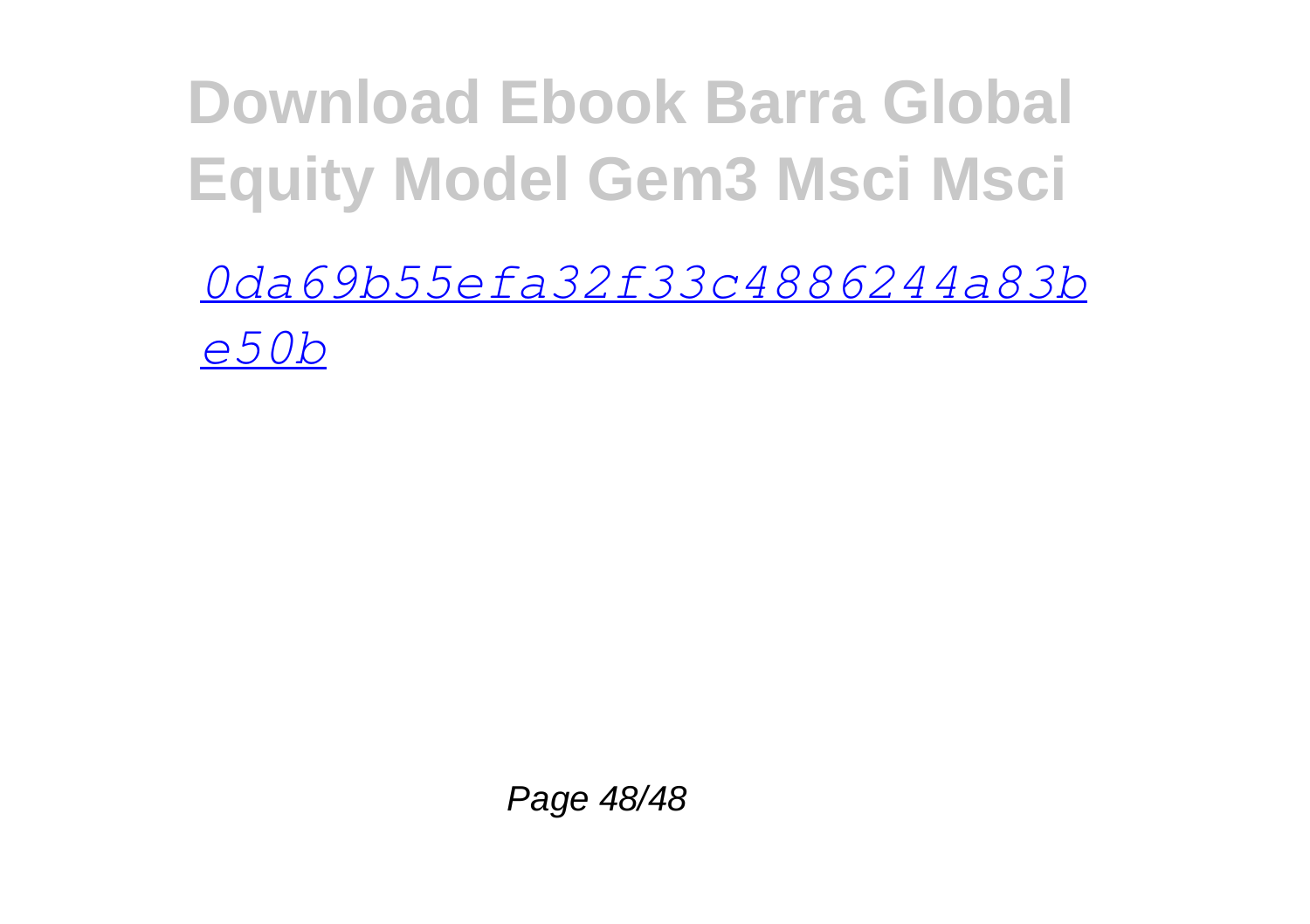0da69b55efa32f33c4886244a83be50b